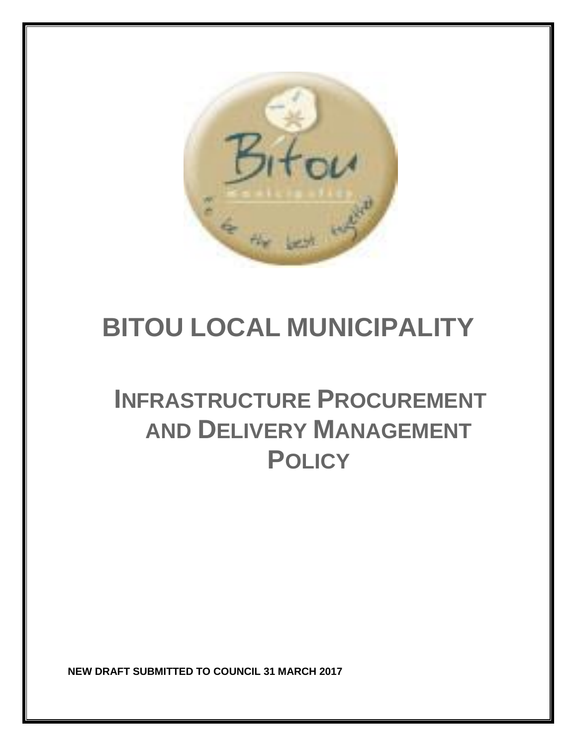# BITOU LOCAL MUNICIPALITY

## INFRASTRUCTURE PROCUREMENT AND DELIVERY MANAGEMENT POLICY

**NEW DRAFT SUBMITTED TO COUNCIL 31 MARCH 2017**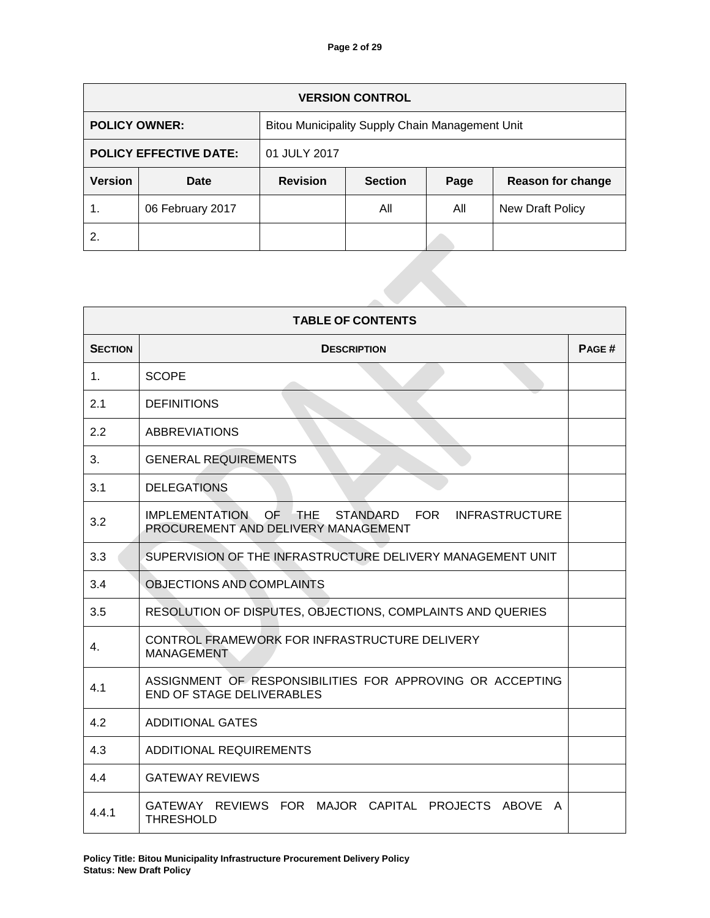| VERSION CONTROL | | | | | |
|---|---|---|---|---|---|
| **POLICY OWNER:** | | Bitou Municipality Supply Chain Management Unit | | | |
| **POLICY EFFECTIVE DATE:** | | 01 JULY 2017 | | | |
| **Version** | **Date** | **Revision** | **Section** | **Page** | **Reason for change** |
| 1. | 06 February 2017 | | All | All | New Draft Policy |
| 2. | | | | | |

| TABLE OF CONTENTS | | |
|---|---|---|
| **SECTION** | **DESCRIPTION** | **PAGE #** |
| 1. | SCOPE | |
| 2.1 | DEFINITIONS | |
| 2.2 | ABBREVIATIONS | |
| 3. | GENERAL REQUIREMENTS | |
| 3.1 | DELEGATIONS | |
| 3.2 | IMPLEMENTATION OF THE STANDARD FOR INFRASTRUCTURE PROCUREMENT AND DELIVERY MANAGEMENT | |
| 3.3 | SUPERVISION OF THE INFRASTRUCTURE DELIVERY MANAGEMENT UNIT | |
| 3.4 | OBJECTIONS AND COMPLAINTS | |
| 3.5 | RESOLUTION OF DISPUTES, OBJECTIONS, COMPLAINTS AND QUERIES | |
| 4. | CONTROL FRAMEWORK FOR INFRASTRUCTURE DELIVERY MANAGEMENT | |
| 4.1 | ASSIGNMENT OF RESPONSIBILITIES FOR APPROVING OR ACCEPTING END OF STAGE DELIVERABLES | |
| 4.2 | ADDITIONAL GATES | |
| 4.3 | ADDITIONAL REQUIREMENTS | |
| 4.4 | GATEWAY REVIEWS | |
| 4.4.1 | GATEWAY REVIEWS FOR MAJOR CAPITAL PROJECTS ABOVE A THRESHOLD | |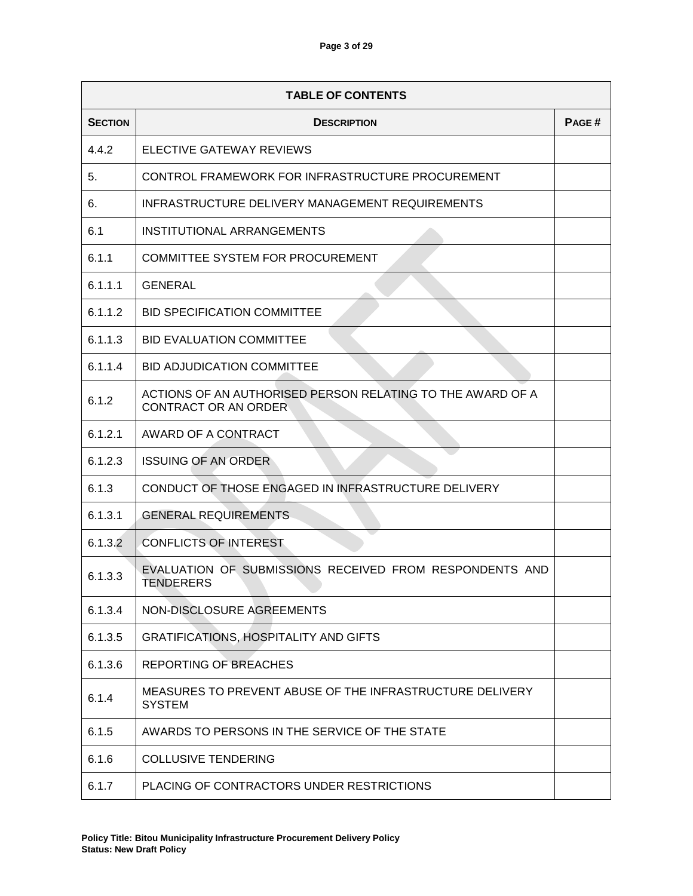| TABLE OF CONTENTS | | |
|---|---|---|
| **SECTION** | **DESCRIPTION** | **PAGE #** |
| 4.4.2 | ELECTIVE GATEWAY REVIEWS | |
| 5. | CONTROL FRAMEWORK FOR INFRASTRUCTURE PROCUREMENT | |
| 6. | INFRASTRUCTURE DELIVERY MANAGEMENT REQUIREMENTS | |
| 6.1 | INSTITUTIONAL ARRANGEMENTS | |
| 6.1.1 | COMMITTEE SYSTEM FOR PROCUREMENT | |
| 6.1.1.1 | GENERAL | |
| 6.1.1.2 | BID SPECIFICATION COMMITTEE | |
| 6.1.1.3 | BID EVALUATION COMMITTEE | |
| 6.1.1.4 | BID ADJUDICATION COMMITTEE | |
| 6.1.2 | ACTIONS OF AN AUTHORISED PERSON RELATING TO THE AWARD OF A CONTRACT OR AN ORDER | |
| 6.1.2.1 | AWARD OF A CONTRACT | |
| 6.1.2.3 | ISSUING OF AN ORDER | |
| 6.1.3 | CONDUCT OF THOSE ENGAGED IN INFRASTRUCTURE DELIVERY | |
| 6.1.3.1 | GENERAL REQUIREMENTS | |
| 6.1.3.2 | CONFLICTS OF INTEREST | |
| 6.1.3.3 | EVALUATION OF SUBMISSIONS RECEIVED FROM RESPONDENTS AND TENDERERS | |
| 6.1.3.4 | NON-DISCLOSURE AGREEMENTS | |
| 6.1.3.5 | GRATIFICATIONS, HOSPITALITY AND GIFTS | |
| 6.1.3.6 | REPORTING OF BREACHES | |
| 6.1.4 | MEASURES TO PREVENT ABUSE OF THE INFRASTRUCTURE DELIVERY SYSTEM | |
| 6.1.5 | AWARDS TO PERSONS IN THE SERVICE OF THE STATE | |
| 6.1.6 | COLLUSIVE TENDERING | |
| 6.1.7 | PLACING OF CONTRACTORS UNDER RESTRICTIONS | |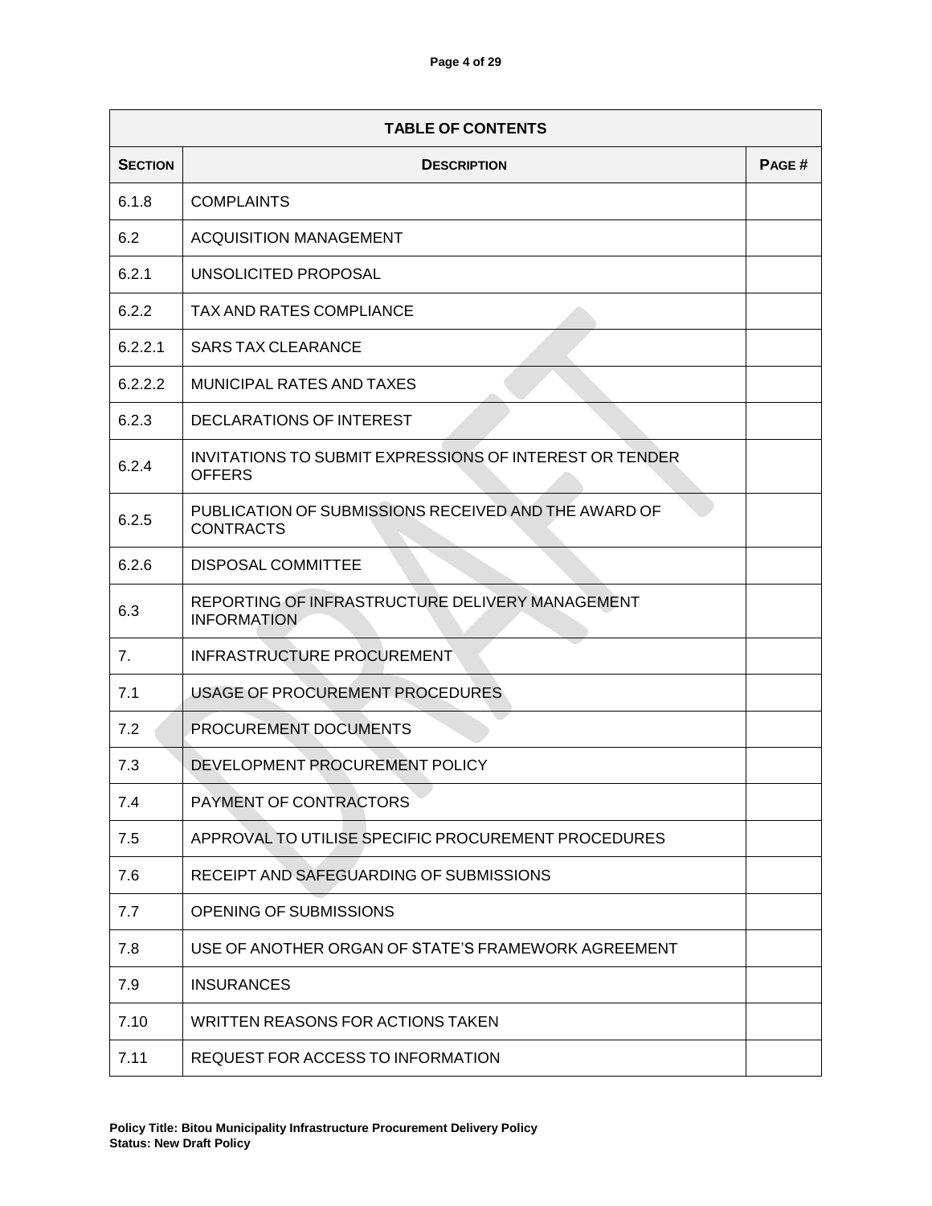| TABLE OF CONTENTS | | |
|---|---|---|
| **SECTION** | **DESCRIPTION** | **PAGE #** |
| 6.1.8 | COMPLAINTS | |
| 6.2 | ACQUISITION MANAGEMENT | |
| 6.2.1 | UNSOLICITED PROPOSAL | |
| 6.2.2 | TAX AND RATES COMPLIANCE | |
| 6.2.2.1 | SARS TAX CLEARANCE | |
| 6.2.2.2 | MUNICIPAL RATES AND TAXES | |
| 6.2.3 | DECLARATIONS OF INTEREST | |
| 6.2.4 | INVITATIONS TO SUBMIT EXPRESSIONS OF INTEREST OR TENDER OFFERS | |
| 6.2.5 | PUBLICATION OF SUBMISSIONS RECEIVED AND THE AWARD OF CONTRACTS | |
| 6.2.6 | DISPOSAL COMMITTEE | |
| 6.3 | REPORTING OF INFRASTRUCTURE DELIVERY MANAGEMENT INFORMATION | |
| 7. | INFRASTRUCTURE PROCUREMENT | |
| 7.1 | USAGE OF PROCUREMENT PROCEDURES | |
| 7.2 | PROCUREMENT DOCUMENTS | |
| 7.3 | DEVELOPMENT PROCUREMENT POLICY | |
| 7.4 | PAYMENT OF CONTRACTORS | |
| 7.5 | APPROVAL TO UTILISE SPECIFIC PROCUREMENT PROCEDURES | |
| 7.6 | RECEIPT AND SAFEGUARDING OF SUBMISSIONS | |
| 7.7 | OPENING OF SUBMISSIONS | |
| 7.8 | USE OF ANOTHER ORGAN OF STATE'S FRAMEWORK AGREEMENT | |
| 7.9 | INSURANCES | |
| 7.10 | WRITTEN REASONS FOR ACTIONS TAKEN | |
| 7.11 | REQUEST FOR ACCESS TO INFORMATION | |

**Policy Title: Bitou Municipality Infrastructure Procurement Delivery Policy**
**Status: New Draft Policy**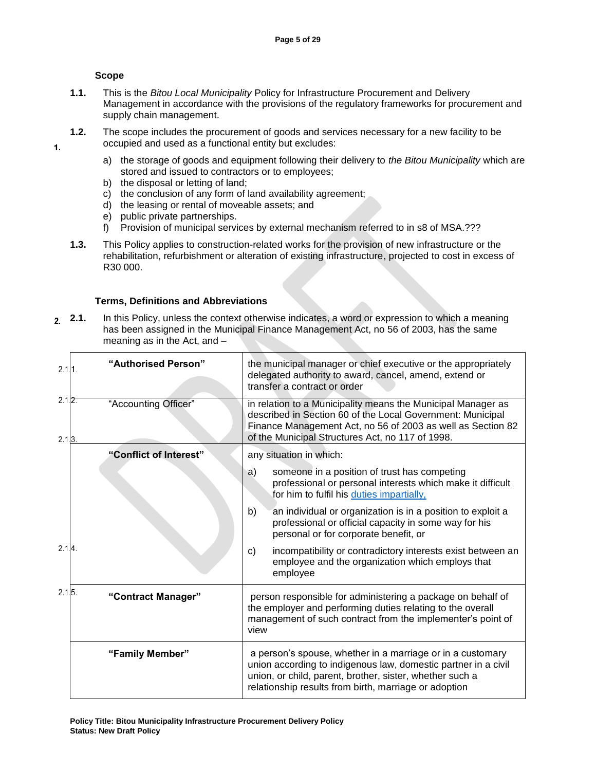## 1. Scope

**1.1.** This is the *Bitou Local Municipality* Policy for Infrastructure Procurement and Delivery Management in accordance with the provisions of the regulatory frameworks for procurement and supply chain management.

**1.2.** The scope includes the procurement of goods and services necessary for a new facility to be occupied and used as a functional entity but excludes:

a) the storage of goods and equipment following their delivery to *the Bitou Municipality* which are stored and issued to contractors or to employees;
b) the disposal or letting of land;
c) the conclusion of any form of land availability agreement;
d) the leasing or rental of moveable assets; and
e) public private partnerships.
f) Provision of municipal services by external mechanism referred to in s8 of MSA.???

**1.3.** This Policy applies to construction-related works for the provision of new infrastructure or the rehabilitation, refurbishment or alteration of existing infrastructure, projected to cost in excess of R30 000.

## 2. Terms, Definitions and Abbreviations

**2.1.** In this Policy, unless the context otherwise indicates, a word or expression to which a meaning has been assigned in the Municipal Finance Management Act, no 56 of 2003, has the same meaning as in the Act, and –

| Term | Definition |
|---|---|
| 2.1.1. **"Authorised Person"** | the municipal manager or chief executive or the appropriately delegated authority to award, cancel, amend, extend or transfer a contract or order |
| 2.1.2. "Accounting Officer" | in relation to a Municipality means the Municipal Manager as described in Section 60 of the Local Government: Municipal Finance Management Act, no 56 of 2003 as well as Section 82 of the Municipal Structures Act, no 117 of 1998. |
| 2.1.3. **"Conflict of Interest"** | any situation in which:<br>a) someone in a position of trust has competing professional or personal interests which make it difficult for him to fulfil his duties impartially,<br>b) an individual or organization is in a position to exploit a professional or official capacity in some way for his personal or for corporate benefit, or<br>c) incompatibility or contradictory interests exist between an employee and the organization which employs that employee |
| 2.1.4. **"Contract Manager"** | person responsible for administering a package on behalf of the employer and performing duties relating to the overall management of such contract from the implementer's point of view |
| 2.1.5. **"Family Member"** | a person's spouse, whether in a marriage or in a customary union according to indigenous law, domestic partner in a civil union, or child, parent, brother, sister, whether such a relationship results from birth, marriage or adoption |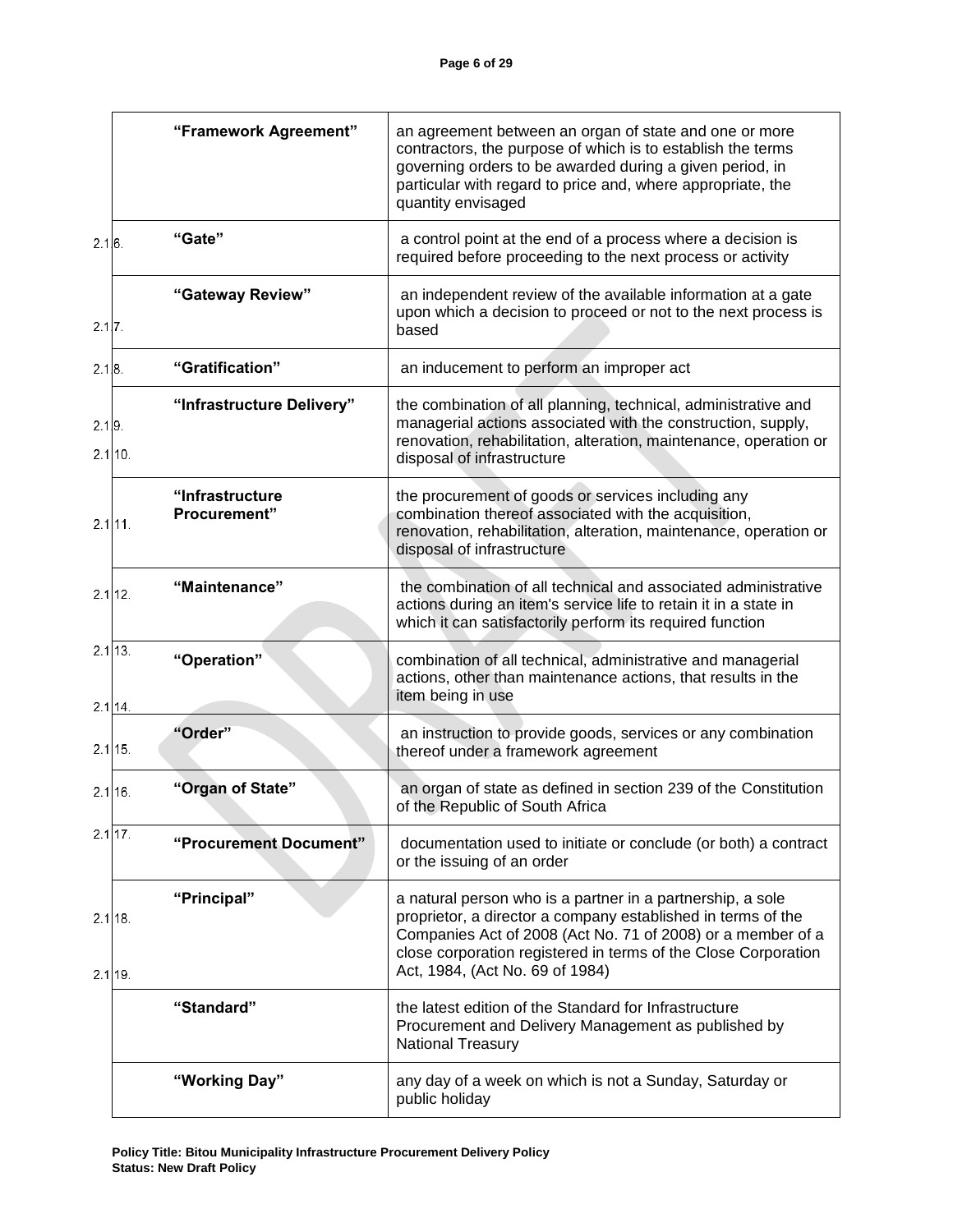| | | |
|---|---|---|
| | **"Framework Agreement"** | an agreement between an organ of state and one or more contractors, the purpose of which is to establish the terms governing orders to be awarded during a given period, in particular with regard to price and, where appropriate, the quantity envisaged |
| 2.1 6. | **"Gate"** | a control point at the end of a process where a decision is required before proceeding to the next process or activity |
| 2.1 7. | **"Gateway Review"** | an independent review of the available information at a gate upon which a decision to proceed or not to the next process is based |
| 2.1 8. | **"Gratification"** | an inducement to perform an improper act |
| 2.1 9. 2.1 10. | **"Infrastructure Delivery"** | the combination of all planning, technical, administrative and managerial actions associated with the construction, supply, renovation, rehabilitation, alteration, maintenance, operation or disposal of infrastructure |
| 2.1 11. | **"Infrastructure Procurement"** | the procurement of goods or services including any combination thereof associated with the acquisition, renovation, rehabilitation, alteration, maintenance, operation or disposal of infrastructure |
| 2.1 12. | **"Maintenance"** | the combination of all technical and associated administrative actions during an item's service life to retain it in a state in which it can satisfactorily perform its required function |
| 2.1 13. 2.1 14. | **"Operation"** | combination of all technical, administrative and managerial actions, other than maintenance actions, that results in the item being in use |
| 2.1 15. | **"Order"** | an instruction to provide goods, services or any combination thereof under a framework agreement |
| 2.1 16. | **"Organ of State"** | an organ of state as defined in section 239 of the Constitution of the Republic of South Africa |
| 2.1 17. | **"Procurement Document"** | documentation used to initiate or conclude (or both) a contract or the issuing of an order |
| 2.1 18. 2.1 19. | **"Principal"** | a natural person who is a partner in a partnership, a sole proprietor, a director a company established in terms of the Companies Act of 2008 (Act No. 71 of 2008) or a member of a close corporation registered in terms of the Close Corporation Act, 1984, (Act No. 69 of 1984) |
| | **"Standard"** | the latest edition of the Standard for Infrastructure Procurement and Delivery Management as published by National Treasury |
| | **"Working Day"** | any day of a week on which is not a Sunday, Saturday or public holiday |

**Policy Title: Bitou Municipality Infrastructure Procurement Delivery Policy**
**Status: New Draft Policy**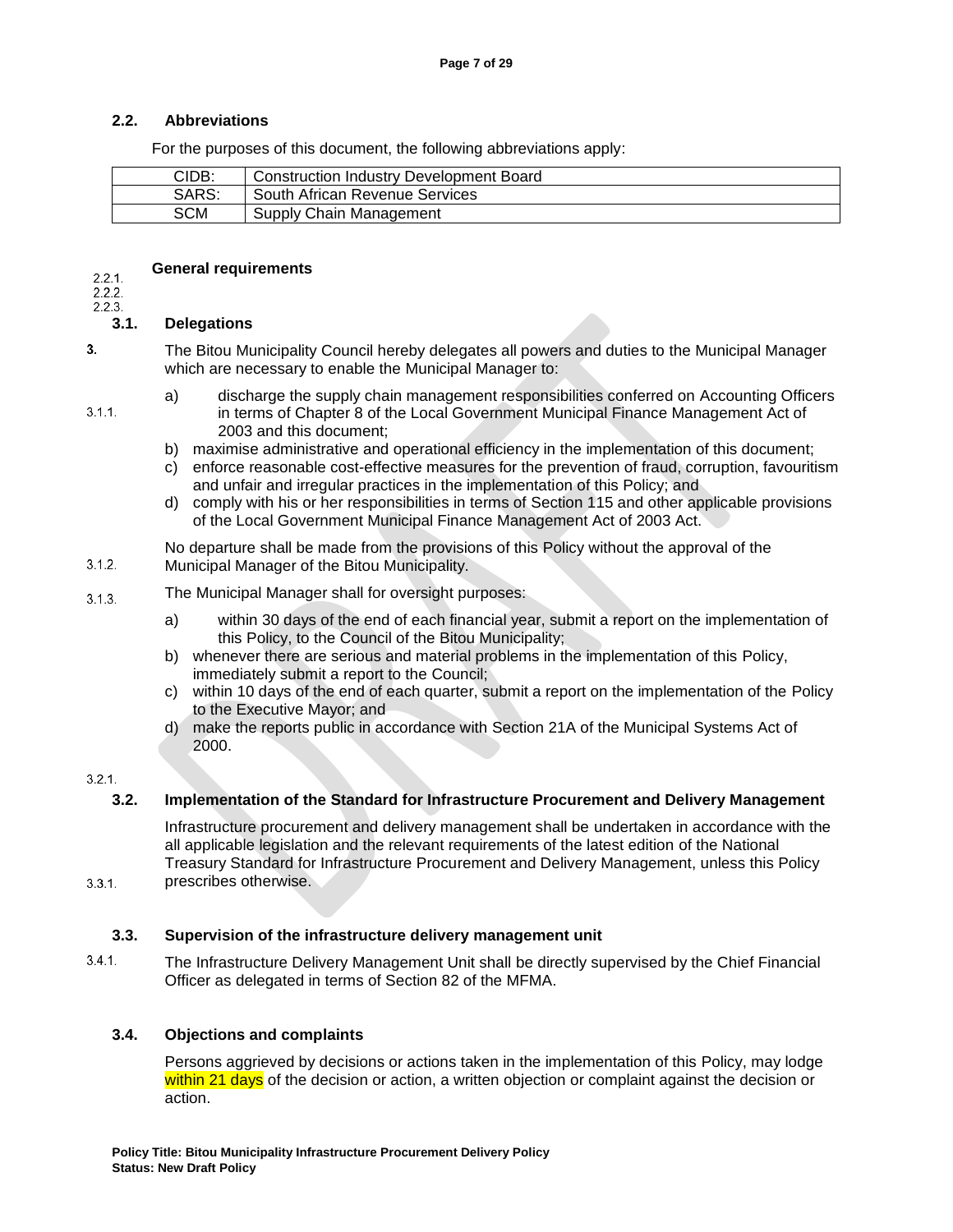### 2.2. Abbreviations

For the purposes of this document, the following abbreviations apply:

| | |
|---|---|
| CIDB: | Construction Industry Development Board |
| SARS: | South African Revenue Services |
| SCM | Supply Chain Management |

## 3. General requirements

### 3.1. Delegations

3.1.1. The Bitou Municipality Council hereby delegates all powers and duties to the Municipal Manager which are necessary to enable the Municipal Manager to:

a) discharge the supply chain management responsibilities conferred on Accounting Officers in terms of Chapter 8 of the Local Government Municipal Finance Management Act of 2003 and this document;
b) maximise administrative and operational efficiency in the implementation of this document;
c) enforce reasonable cost-effective measures for the prevention of fraud, corruption, favouritism and unfair and irregular practices in the implementation of this Policy; and
d) comply with his or her responsibilities in terms of Section 115 and other applicable provisions of the Local Government Municipal Finance Management Act of 2003 Act.

3.1.2. No departure shall be made from the provisions of this Policy without the approval of the Municipal Manager of the Bitou Municipality.

3.1.3. The Municipal Manager shall for oversight purposes:

a) within 30 days of the end of each financial year, submit a report on the implementation of this Policy, to the Council of the Bitou Municipality;
b) whenever there are serious and material problems in the implementation of this Policy, immediately submit a report to the Council;
c) within 10 days of the end of each quarter, submit a report on the implementation of the Policy to the Executive Mayor; and
d) make the reports public in accordance with Section 21A of the Municipal Systems Act of 2000.

### 3.2. Implementation of the Standard for Infrastructure Procurement and Delivery Management

3.2.1. Infrastructure procurement and delivery management shall be undertaken in accordance with the all applicable legislation and the relevant requirements of the latest edition of the National Treasury Standard for Infrastructure Procurement and Delivery Management, unless this Policy prescribes otherwise.

### 3.3. Supervision of the infrastructure delivery management unit

3.3.1. The Infrastructure Delivery Management Unit shall be directly supervised by the Chief Financial Officer as delegated in terms of Section 82 of the MFMA.

### 3.4. Objections and complaints

3.4.1. Persons aggrieved by decisions or actions taken in the implementation of this Policy, may lodge within 21 days of the decision or action, a written objection or complaint against the decision or action.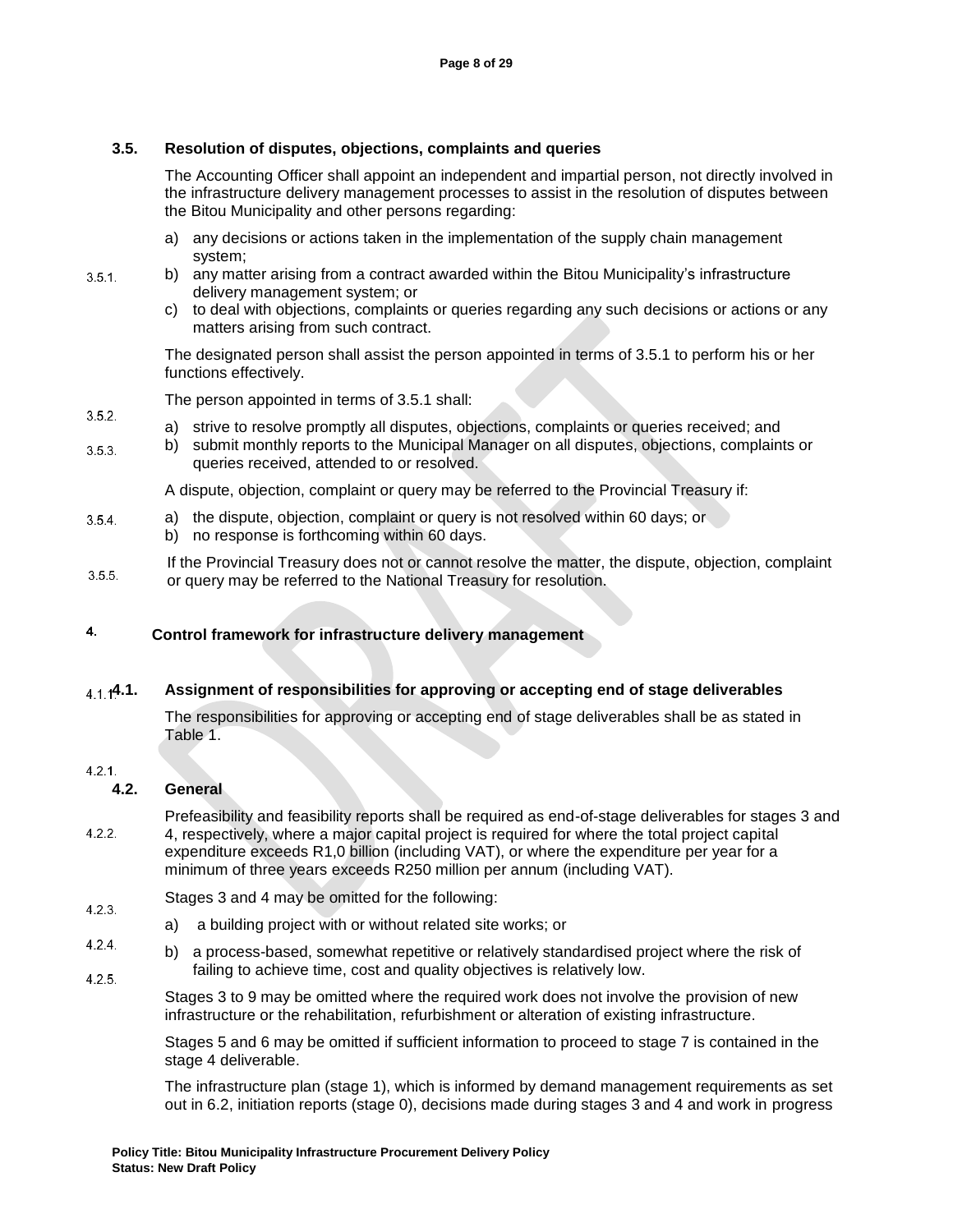### 3.5. Resolution of disputes, objections, complaints and queries

3.5.1. The Accounting Officer shall appoint an independent and impartial person, not directly involved in the infrastructure delivery management processes to assist in the resolution of disputes between the Bitou Municipality and other persons regarding:

a) any decisions or actions taken in the implementation of the supply chain management system;
b) any matter arising from a contract awarded within the Bitou Municipality's infrastructure delivery management system; or
c) to deal with objections, complaints or queries regarding any such decisions or actions or any matters arising from such contract.

3.5.2. The designated person shall assist the person appointed in terms of 3.5.1 to perform his or her functions effectively.

3.5.3. The person appointed in terms of 3.5.1 shall:

a) strive to resolve promptly all disputes, objections, complaints or queries received; and
b) submit monthly reports to the Municipal Manager on all disputes, objections, complaints or queries received, attended to or resolved.

3.5.4. A dispute, objection, complaint or query may be referred to the Provincial Treasury if:

a) the dispute, objection, complaint or query is not resolved within 60 days; or
b) no response is forthcoming within 60 days.

3.5.5. If the Provincial Treasury does not or cannot resolve the matter, the dispute, objection, complaint or query may be referred to the National Treasury for resolution.

## 4. Control framework for infrastructure delivery management

### 4.1. Assignment of responsibilities for approving or accepting end of stage deliverables

4.1.1. The responsibilities for approving or accepting end of stage deliverables shall be as stated in Table 1.

### 4.2. General

4.2.1. Prefeasibility and feasibility reports shall be required as end-of-stage deliverables for stages 3 and 4, respectively, where a major capital project is required for where the total project capital expenditure exceeds R1,0 billion (including VAT), or where the expenditure per year for a minimum of three years exceeds R250 million per annum (including VAT).

4.2.2. Stages 3 and 4 may be omitted for the following:

a) a building project with or without related site works; or
b) a process-based, somewhat repetitive or relatively standardised project where the risk of failing to achieve time, cost and quality objectives is relatively low.

4.2.3. Stages 3 to 9 may be omitted where the required work does not involve the provision of new infrastructure or the rehabilitation, refurbishment or alteration of existing infrastructure.

4.2.4. Stages 5 and 6 may be omitted if sufficient information to proceed to stage 7 is contained in the stage 4 deliverable.

4.2.5. The infrastructure plan (stage 1), which is informed by demand management requirements as set out in 6.2, initiation reports (stage 0), decisions made during stages 3 and 4 and work in progress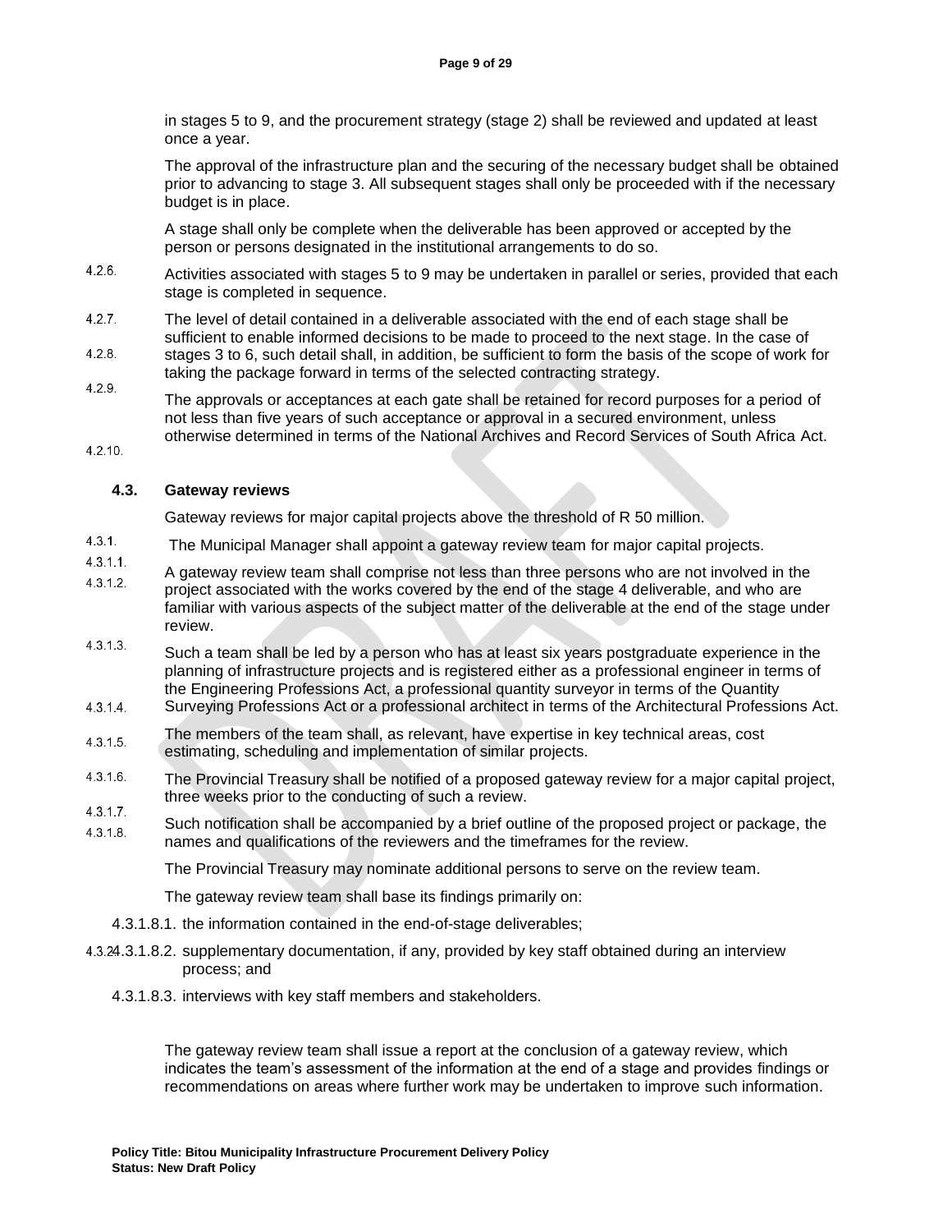in stages 5 to 9, and the procurement strategy (stage 2) shall be reviewed and updated at least once a year.

The approval of the infrastructure plan and the securing of the necessary budget shall be obtained prior to advancing to stage 3. All subsequent stages shall only be proceeded with if the necessary budget is in place.

A stage shall only be complete when the deliverable has been approved or accepted by the person or persons designated in the institutional arrangements to do so.

4.2.6. Activities associated with stages 5 to 9 may be undertaken in parallel or series, provided that each stage is completed in sequence.

4.2.7. The level of detail contained in a deliverable associated with the end of each stage shall be sufficient to enable informed decisions to be made to proceed to the next stage. In the case of

4.2.8. stages 3 to 6, such detail shall, in addition, be sufficient to form the basis of the scope of work for taking the package forward in terms of the selected contracting strategy.

4.2.9. The approvals or acceptances at each gate shall be retained for record purposes for a period of not less than five years of such acceptance or approval in a secured environment, unless otherwise determined in terms of the National Archives and Record Services of South Africa Act.

4.2.10.

### 4.3. Gateway reviews

Gateway reviews for major capital projects above the threshold of R 50 million.

4.3.1. The Municipal Manager shall appoint a gateway review team for major capital projects.

4.3.1.1.

4.3.1.2. A gateway review team shall comprise not less than three persons who are not involved in the project associated with the works covered by the end of the stage 4 deliverable, and who are familiar with various aspects of the subject matter of the deliverable at the end of the stage under review.

4.3.1.3. Such a team shall be led by a person who has at least six years postgraduate experience in the planning of infrastructure projects and is registered either as a professional engineer in terms of the Engineering Professions Act, a professional quantity surveyor in terms of the Quantity Surveying Professions Act or a professional architect in terms of the Architectural Professions Act.

4.3.1.4.

4.3.1.5. The members of the team shall, as relevant, have expertise in key technical areas, cost estimating, scheduling and implementation of similar projects.

4.3.1.6. The Provincial Treasury shall be notified of a proposed gateway review for a major capital project, three weeks prior to the conducting of such a review.

4.3.1.7.

4.3.1.8. Such notification shall be accompanied by a brief outline of the proposed project or package, the names and qualifications of the reviewers and the timeframes for the review.

The Provincial Treasury may nominate additional persons to serve on the review team.

The gateway review team shall base its findings primarily on:

4.3.1.8.1. the information contained in the end-of-stage deliverables;

4.3.2. 4.3.1.8.2. supplementary documentation, if any, provided by key staff obtained during an interview process; and

4.3.1.8.3. interviews with key staff members and stakeholders.

The gateway review team shall issue a report at the conclusion of a gateway review, which indicates the team's assessment of the information at the end of a stage and provides findings or recommendations on areas where further work may be undertaken to improve such information.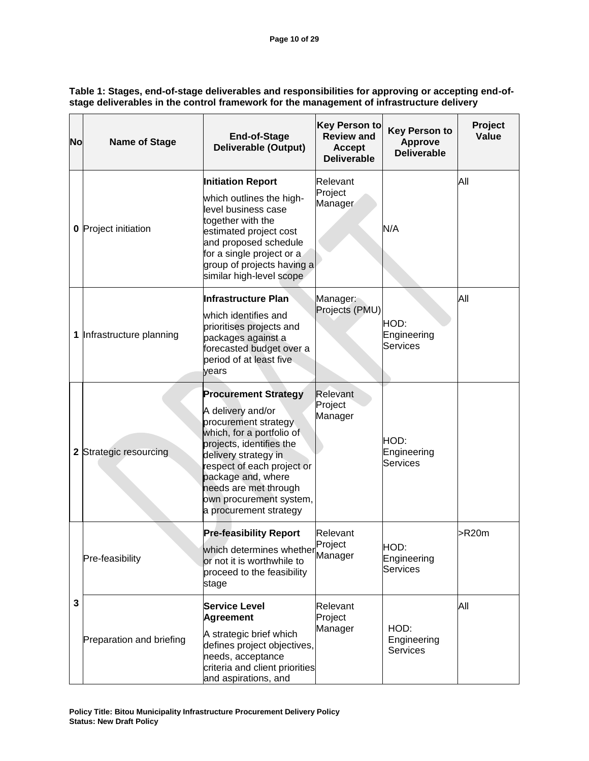**Table 1: Stages, end-of-stage deliverables and responsibilities for approving or accepting end-of-stage deliverables in the control framework for the management of infrastructure delivery**

| No | Name of Stage | End-of-Stage Deliverable (Output) | Key Person to Review and Accept Deliverable | Key Person to Approve Deliverable | Project Value |
|---|---|---|---|---|---|
| 0 | Project initiation | **Initiation Report** which outlines the high-level business case together with the estimated project cost and proposed schedule for a single project or a group of projects having a similar high-level scope | Relevant Project Manager | N/A | All |
| 1 | Infrastructure planning | **Infrastructure Plan** which identifies and prioritises projects and packages against a forecasted budget over a period of at least five years | Manager: Projects (PMU) | HOD: Engineering Services | All |
| 2 | Strategic resourcing | **Procurement Strategy** A delivery and/or procurement strategy which, for a portfolio of projects, identifies the delivery strategy in respect of each project or package and, where needs are met through own procurement system, a procurement strategy | Relevant Project Manager | HOD: Engineering Services | |
| 3 | Pre-feasibility | **Pre-feasibility Report** which determines whether or not it is worthwhile to proceed to the feasibility stage | Relevant Project Manager | HOD: Engineering Services | >R20m |
| | Preparation and briefing | **Service Level Agreement** A strategic brief which defines project objectives, needs, acceptance criteria and client priorities and aspirations, and | Relevant Project Manager | HOD: Engineering Services | All |

**Policy Title: Bitou Municipality Infrastructure Procurement Delivery Policy**
**Status: New Draft Policy**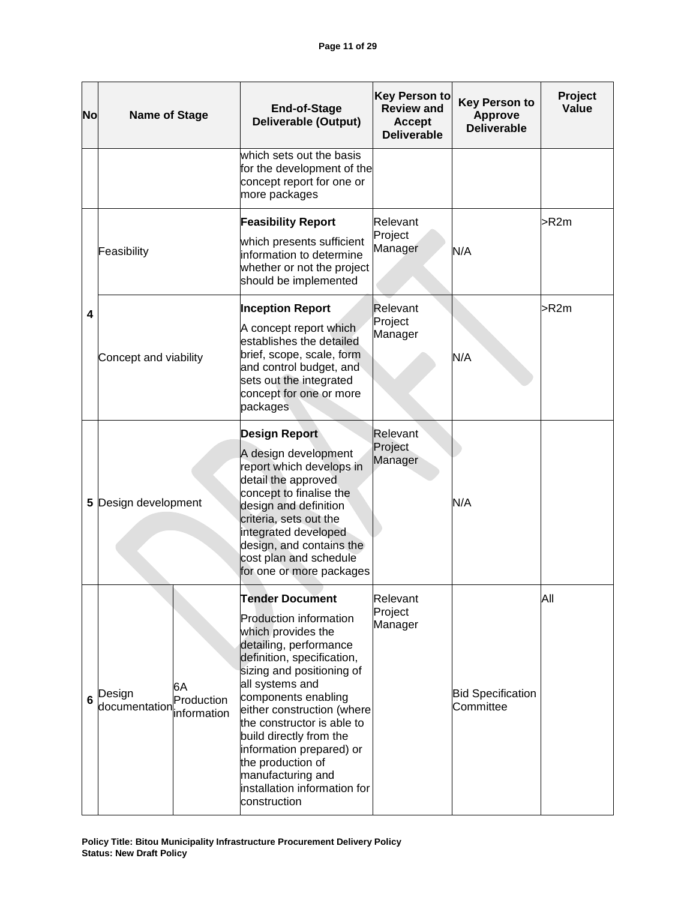| No | Name of Stage | | End-of-Stage Deliverable (Output) | Key Person to Review and Accept Deliverable | Key Person to Approve Deliverable | Project Value |
|---|---|---|---|---|---|---|
| | | | which sets out the basis for the development of the concept report for one or more packages | | | |
| 4 | Feasibility | | **Feasibility Report** which presents sufficient information to determine whether or not the project should be implemented | Relevant Project Manager | N/A | >R2m |
| | Concept and viability | | **Inception Report** A concept report which establishes the detailed brief, scope, scale, form and control budget, and sets out the integrated concept for one or more packages | Relevant Project Manager | N/A | >R2m |
| 5 | Design development | | **Design Report** A design development report which develops in detail the approved concept to finalise the design and definition criteria, sets out the integrated developed design, and contains the cost plan and schedule for one or more packages | Relevant Project Manager | N/A | |
| 6 | Design documentation | 6A Production information | **Tender Document** Production information which provides the detailing, performance definition, specification, sizing and positioning of all systems and components enabling either construction (where the constructor is able to build directly from the information prepared) or the production of manufacturing and installation information for construction | Relevant Project Manager | Bid Specification Committee | All |

**Policy Title: Bitou Municipality Infrastructure Procurement Delivery Policy**
**Status: New Draft Policy**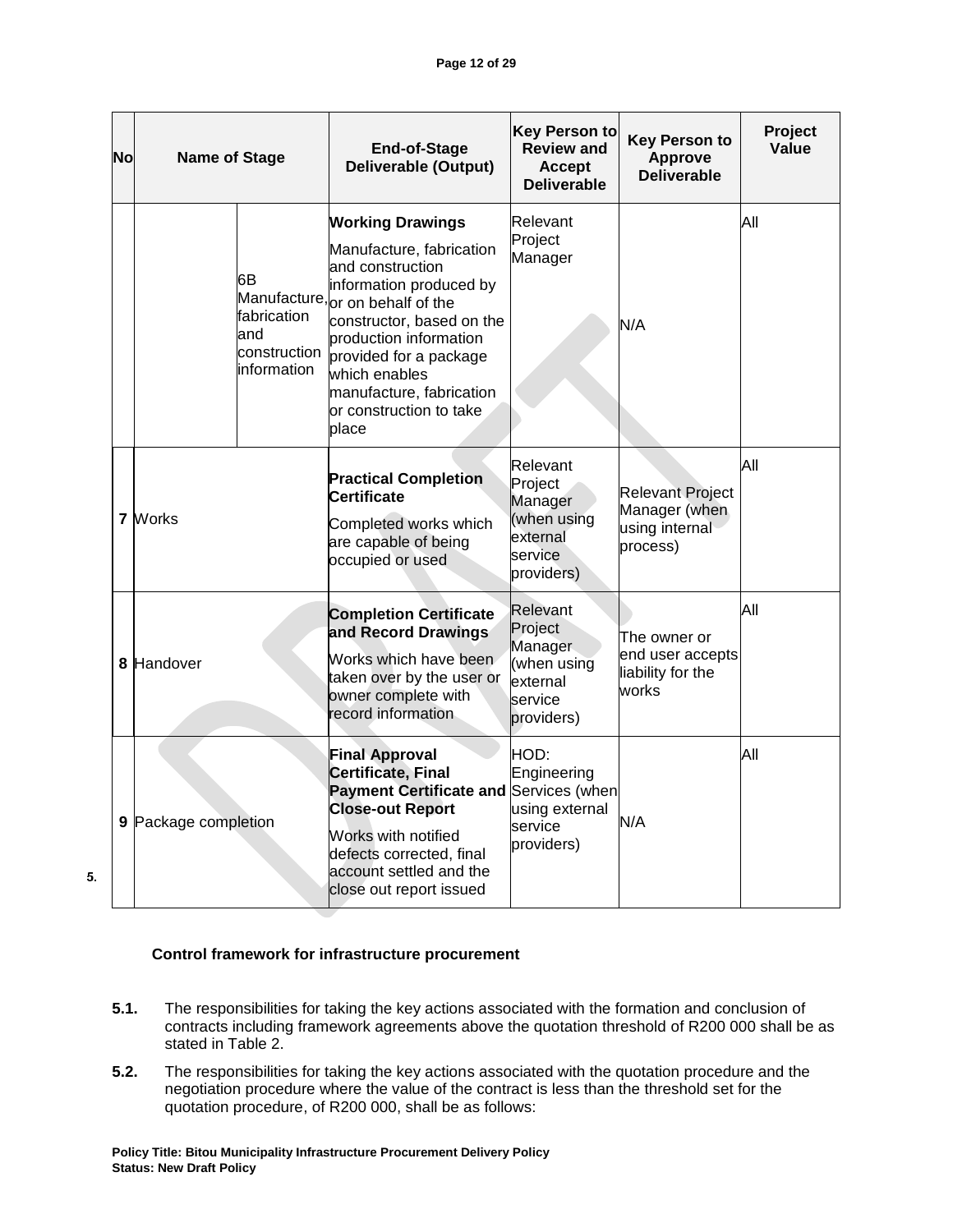| No | Name of Stage | | End-of-Stage Deliverable (Output) | Key Person to Review and Accept Deliverable | Key Person to Approve Deliverable | Project Value |
|---|---|---|---|---|---|---|
| | | 6B Manufacture, fabrication and construction information | **Working Drawings** Manufacture, fabrication and construction information produced by or on behalf of the constructor, based on the production information provided for a package which enables manufacture, fabrication or construction to take place | Relevant Project Manager | N/A | All |
| 7 | Works | | **Practical Completion Certificate** Completed works which are capable of being occupied or used | Relevant Project Manager (when using external service providers) | Relevant Project Manager (when using internal process) | All |
| 8 | Handover | | **Completion Certificate and Record Drawings** Works which have been taken over by the user or owner complete with record information | Relevant Project Manager (when using external service providers) | The owner or end user accepts liability for the works | All |
| 9 | Package completion | | **Final Approval Certificate, Final Payment Certificate and Close-out Report** Works with notified defects corrected, final account settled and the close out report issued | HOD: Engineering Services (when using external service providers) | N/A | All |

**5. Control framework for infrastructure procurement**

**5.1.** The responsibilities for taking the key actions associated with the formation and conclusion of contracts including framework agreements above the quotation threshold of R200 000 shall be as stated in Table 2.

**5.2.** The responsibilities for taking the key actions associated with the quotation procedure and the negotiation procedure where the value of the contract is less than the threshold set for the quotation procedure, of R200 000, shall be as follows: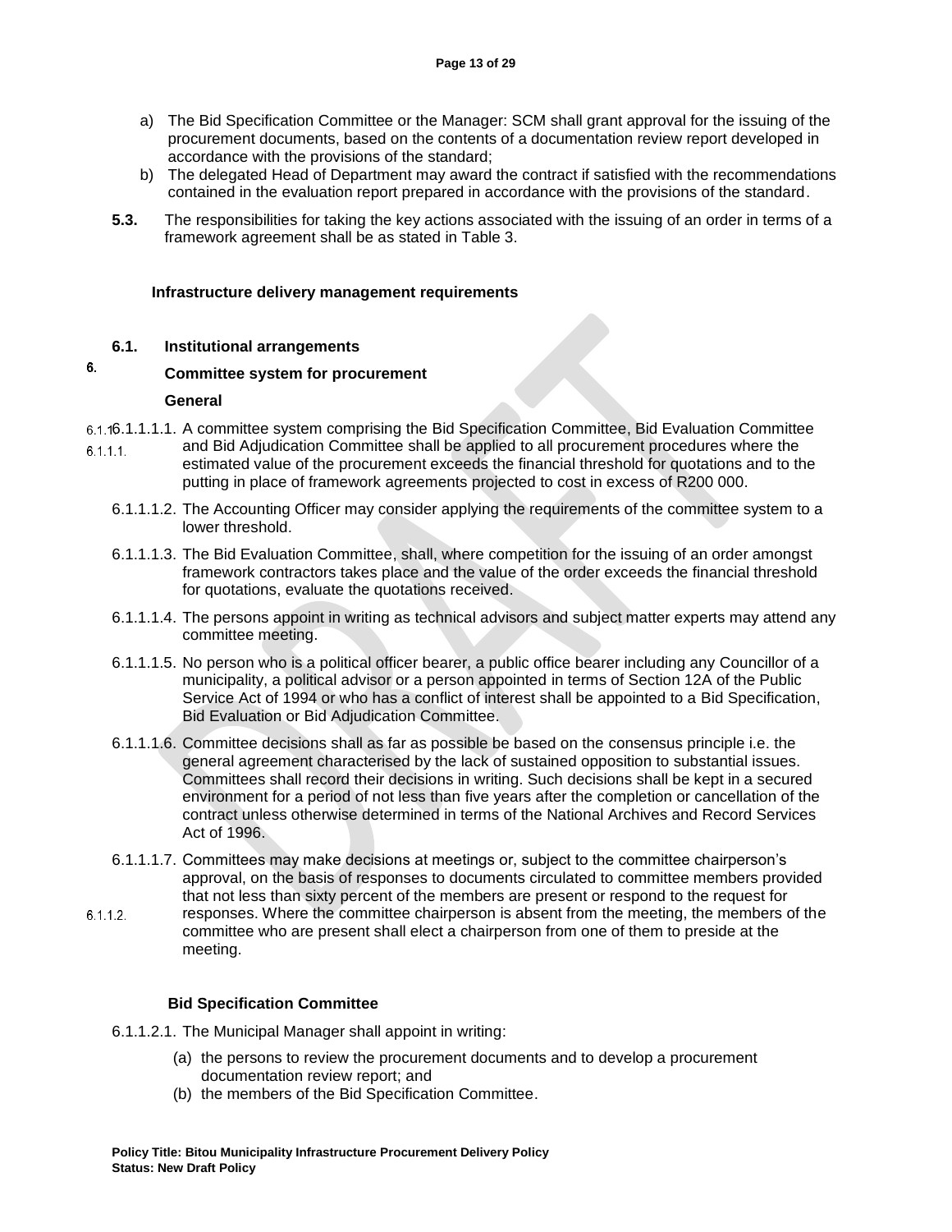a) The Bid Specification Committee or the Manager: SCM shall grant approval for the issuing of the procurement documents, based on the contents of a documentation review report developed in accordance with the provisions of the standard;

b) The delegated Head of Department may award the contract if satisfied with the recommendations contained in the evaluation report prepared in accordance with the provisions of the standard.

**5.3.** The responsibilities for taking the key actions associated with the issuing of an order in terms of a framework agreement shall be as stated in Table 3.

## 6. Infrastructure delivery management requirements

### 6.1. Institutional arrangements

#### 6.1.1. Committee system for procurement

##### 6.1.1.1. General

6.1.1.1.1. A committee system comprising the Bid Specification Committee, Bid Evaluation Committee and Bid Adjudication Committee shall be applied to all procurement procedures where the estimated value of the procurement exceeds the financial threshold for quotations and to the putting in place of framework agreements projected to cost in excess of R200 000.

6.1.1.1.2. The Accounting Officer may consider applying the requirements of the committee system to a lower threshold.

6.1.1.1.3. The Bid Evaluation Committee, shall, where competition for the issuing of an order amongst framework contractors takes place and the value of the order exceeds the financial threshold for quotations, evaluate the quotations received.

6.1.1.1.4. The persons appoint in writing as technical advisors and subject matter experts may attend any committee meeting.

6.1.1.1.5. No person who is a political officer bearer, a public office bearer including any Councillor of a municipality, a political advisor or a person appointed in terms of Section 12A of the Public Service Act of 1994 or who has a conflict of interest shall be appointed to a Bid Specification, Bid Evaluation or Bid Adjudication Committee.

6.1.1.1.6. Committee decisions shall as far as possible be based on the consensus principle i.e. the general agreement characterised by the lack of sustained opposition to substantial issues. Committees shall record their decisions in writing. Such decisions shall be kept in a secured environment for a period of not less than five years after the completion or cancellation of the contract unless otherwise determined in terms of the National Archives and Record Services Act of 1996.

6.1.1.1.7. Committees may make decisions at meetings or, subject to the committee chairperson's approval, on the basis of responses to documents circulated to committee members provided that not less than sixty percent of the members are present or respond to the request for responses. Where the committee chairperson is absent from the meeting, the members of the committee who are present shall elect a chairperson from one of them to preside at the meeting.

##### 6.1.1.2. Bid Specification Committee

6.1.1.2.1. The Municipal Manager shall appoint in writing:

(a) the persons to review the procurement documents and to develop a procurement documentation review report; and

(b) the members of the Bid Specification Committee.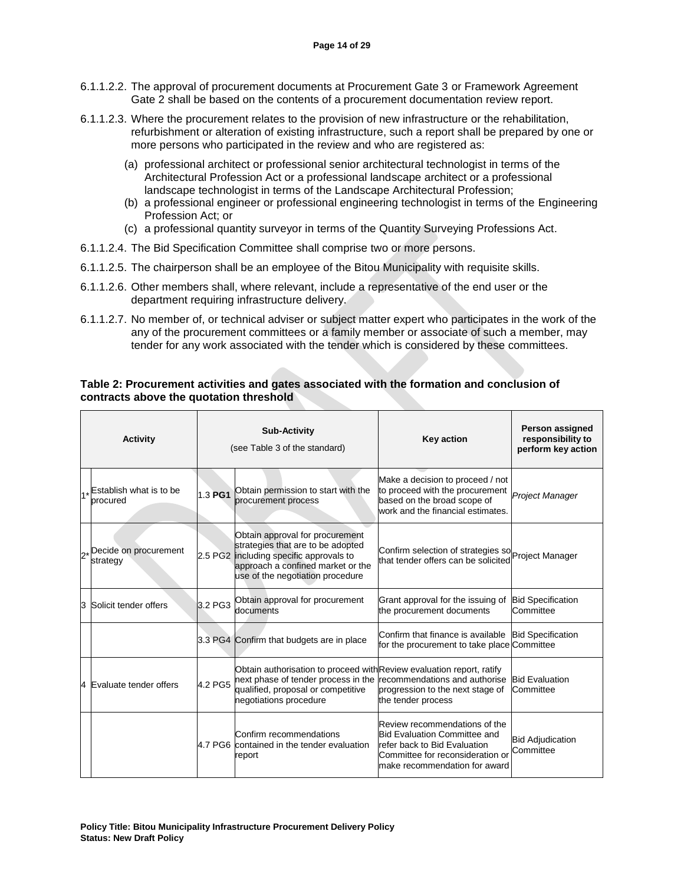6.1.1.2.2. The approval of procurement documents at Procurement Gate 3 or Framework Agreement Gate 2 shall be based on the contents of a procurement documentation review report.

6.1.1.2.3. Where the procurement relates to the provision of new infrastructure or the rehabilitation, refurbishment or alteration of existing infrastructure, such a report shall be prepared by one or more persons who participated in the review and who are registered as:

(a) professional architect or professional senior architectural technologist in terms of the Architectural Profession Act or a professional landscape architect or a professional landscape technologist in terms of the Landscape Architectural Profession;
(b) a professional engineer or professional engineering technologist in terms of the Engineering Profession Act; or
(c) a professional quantity surveyor in terms of the Quantity Surveying Professions Act.

6.1.1.2.4. The Bid Specification Committee shall comprise two or more persons.

6.1.1.2.5. The chairperson shall be an employee of the Bitou Municipality with requisite skills.

6.1.1.2.6. Other members shall, where relevant, include a representative of the end user or the department requiring infrastructure delivery.

6.1.1.2.7. No member of, or technical adviser or subject matter expert who participates in the work of the any of the procurement committees or a family member or associate of such a member, may tender for any work associated with the tender which is considered by these committees.

**Table 2: Procurement activities and gates associated with the formation and conclusion of contracts above the quotation threshold**

| | Activity | Sub-Activity (see Table 3 of the standard) | | Key action | Person assigned responsibility to perform key action |
|---|---|---|---|---|---|
| 1* | Establish what is to be procured | 1.3 **PG1** | Obtain permission to start with the procurement process | Make a decision to proceed / not to proceed with the procurement based on the broad scope of work and the financial estimates. | *Project Manager* |
| 2* | Decide on procurement strategy | 2.5 PG2 | Obtain approval for procurement strategies that are to be adopted including specific approvals to approach a confined market or the use of the negotiation procedure | Confirm selection of strategies so that tender offers can be solicited | Project Manager |
| 3 | Solicit tender offers | 3.2 PG3 | Obtain approval for procurement documents | Grant approval for the issuing of the procurement documents | Bid Specification Committee |
| | | 3.3 PG4 | Confirm that budgets are in place | Confirm that finance is available for the procurement to take place | Bid Specification Committee |
| 4 | Evaluate tender offers | 4.2 PG5 | Obtain authorisation to proceed with next phase of tender process in the qualified, proposal or competitive negotiations procedure | Review evaluation report, ratify recommendations and authorise progression to the next stage of the tender process | Bid Evaluation Committee |
| | | 4.7 PG6 | Confirm recommendations contained in the tender evaluation report | Review recommendations of the Bid Evaluation Committee and refer back to Bid Evaluation Committee for reconsideration or make recommendation for award | Bid Adjudication Committee |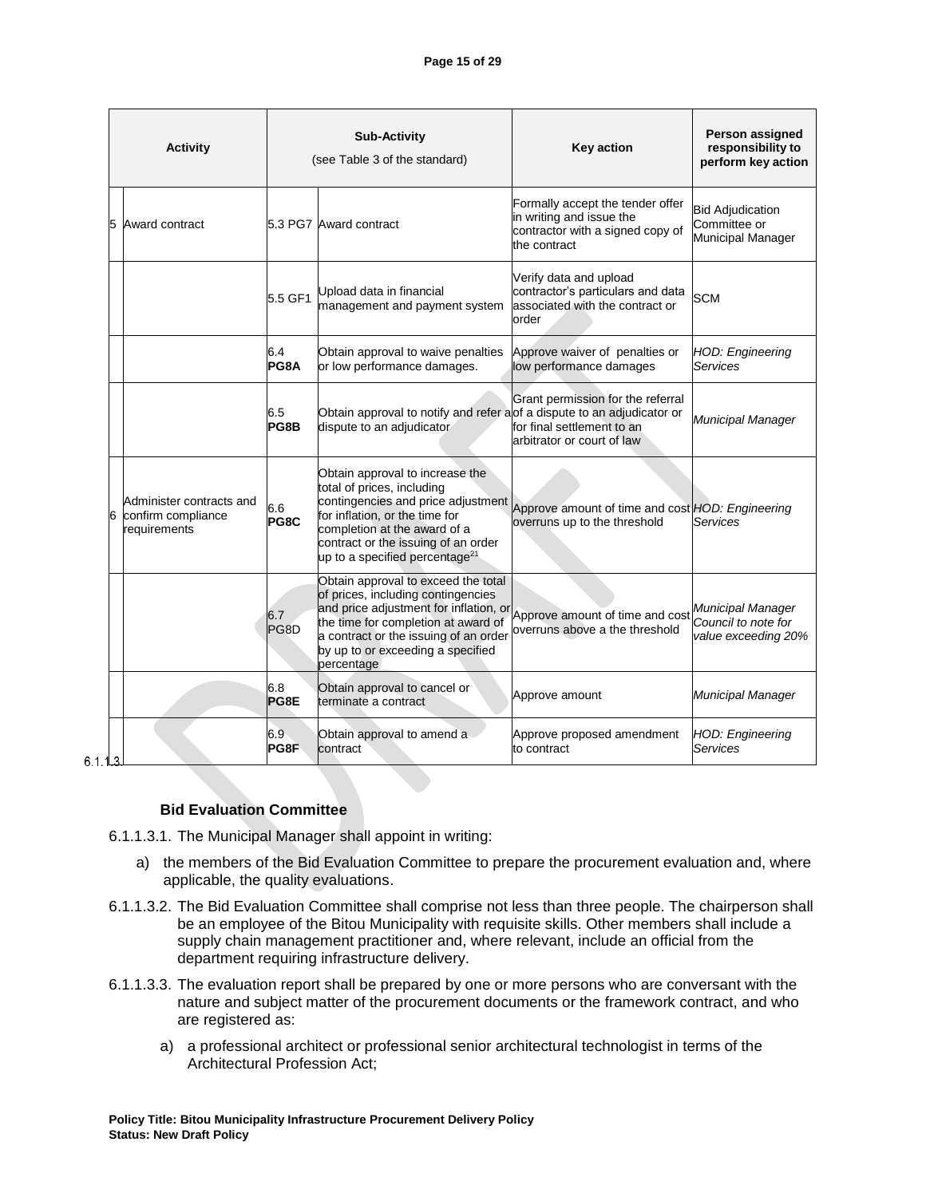| Activity | | Sub-Activity (see Table 3 of the standard) | | Key action | Person assigned responsibility to perform key action |
|---|---|---|---|---|---|
| 5 | Award contract | 5.3 PG7 | Award contract | Formally accept the tender offer in writing and issue the contractor with a signed copy of the contract | Bid Adjudication Committee or Municipal Manager |
| | | 5.5 GF1 | Upload data in financial management and payment system | Verify data and upload contractor's particulars and data associated with the contract or order | SCM |
| | | 6.4 **PG8A** | Obtain approval to waive penalties or low performance damages. | Approve waiver of penalties or low performance damages | *HOD: Engineering Services* |
| | | 6.5 **PG8B** | Obtain approval to notify and refer a dispute to an adjudicator | Grant permission for the referral of a dispute to an adjudicator or for final settlement to an arbitrator or court of law | *Municipal Manager* |
| 6 | Administer contracts and confirm compliance requirements | 6.6 **PG8C** | Obtain approval to increase the total of prices, including contingencies and price adjustment for inflation, or the time for completion at the award of a contract or the issuing of an order up to a specified percentage[21] | Approve amount of time and cost overruns up to the threshold | *HOD: Engineering Services* |
| | | 6.7 PG8D | Obtain approval to exceed the total of prices, including contingencies and price adjustment for inflation, or the time for completion at award of a contract or the issuing of an order by up to or exceeding a specified percentage | Approve amount of time and cost overruns above the threshold | *Municipal Manager Council to note for value exceeding 20%* |
| | | 6.8 **PG8E** | Obtain approval to cancel or terminate a contract | Approve amount | *Municipal Manager* |
| | | 6.9 **PG8F** | Obtain approval to amend a contract | Approve proposed amendment to contract | *HOD: Engineering Services* |

6.1.1.3. **Bid Evaluation Committee**

6.1.1.3.1. The Municipal Manager shall appoint in writing:

a) the members of the Bid Evaluation Committee to prepare the procurement evaluation and, where applicable, the quality evaluations.

6.1.1.3.2. The Bid Evaluation Committee shall comprise not less than three people. The chairperson shall be an employee of the Bitou Municipality with requisite skills. Other members shall include a supply chain management practitioner and, where relevant, include an official from the department requiring infrastructure delivery.

6.1.1.3.3. The evaluation report shall be prepared by one or more persons who are conversant with the nature and subject matter of the procurement documents or the framework contract, and who are registered as:

a) a professional architect or professional senior architectural technologist in terms of the Architectural Profession Act;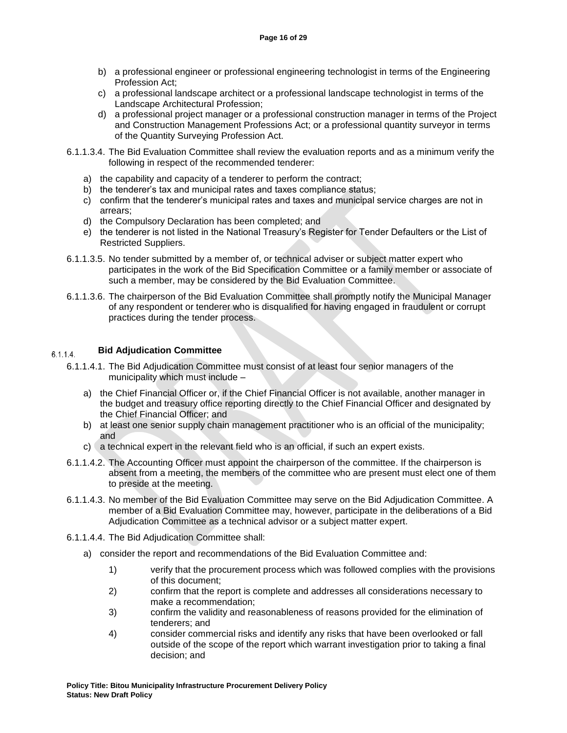b) a professional engineer or professional engineering technologist in terms of the Engineering Profession Act;
c) a professional landscape architect or a professional landscape technologist in terms of the Landscape Architectural Profession;
d) a professional project manager or a professional construction manager in terms of the Project and Construction Management Professions Act; or a professional quantity surveyor in terms of the Quantity Surveying Profession Act.

6.1.1.3.4. The Bid Evaluation Committee shall review the evaluation reports and as a minimum verify the following in respect of the recommended tenderer:

a) the capability and capacity of a tenderer to perform the contract;
b) the tenderer's tax and municipal rates and taxes compliance status;
c) confirm that the tenderer's municipal rates and taxes and municipal service charges are not in arrears;
d) the Compulsory Declaration has been completed; and
e) the tenderer is not listed in the National Treasury's Register for Tender Defaulters or the List of Restricted Suppliers.

6.1.1.3.5. No tender submitted by a member of, or technical adviser or subject matter expert who participates in the work of the Bid Specification Committee or a family member or associate of such a member, may be considered by the Bid Evaluation Committee.

6.1.1.3.6. The chairperson of the Bid Evaluation Committee shall promptly notify the Municipal Manager of any respondent or tenderer who is disqualified for having engaged in fraudulent or corrupt practices during the tender process.

### 6.1.1.4. Bid Adjudication Committee

6.1.1.4.1. The Bid Adjudication Committee must consist of at least four senior managers of the municipality which must include –

a) the Chief Financial Officer or, if the Chief Financial Officer is not available, another manager in the budget and treasury office reporting directly to the Chief Financial Officer and designated by the Chief Financial Officer; and
b) at least one senior supply chain management practitioner who is an official of the municipality; and
c) a technical expert in the relevant field who is an official, if such an expert exists.

6.1.1.4.2. The Accounting Officer must appoint the chairperson of the committee. If the chairperson is absent from a meeting, the members of the committee who are present must elect one of them to preside at the meeting.

6.1.1.4.3. No member of the Bid Evaluation Committee may serve on the Bid Adjudication Committee. A member of a Bid Evaluation Committee may, however, participate in the deliberations of a Bid Adjudication Committee as a technical advisor or a subject matter expert.

6.1.1.4.4. The Bid Adjudication Committee shall:

a) consider the report and recommendations of the Bid Evaluation Committee and:

1) verify that the procurement process which was followed complies with the provisions of this document;
2) confirm that the report is complete and addresses all considerations necessary to make a recommendation;
3) confirm the validity and reasonableness of reasons provided for the elimination of tenderers; and
4) consider commercial risks and identify any risks that have been overlooked or fall outside of the scope of the report which warrant investigation prior to taking a final decision; and

**Policy Title: Bitou Municipality Infrastructure Procurement Delivery Policy**
**Status: New Draft Policy**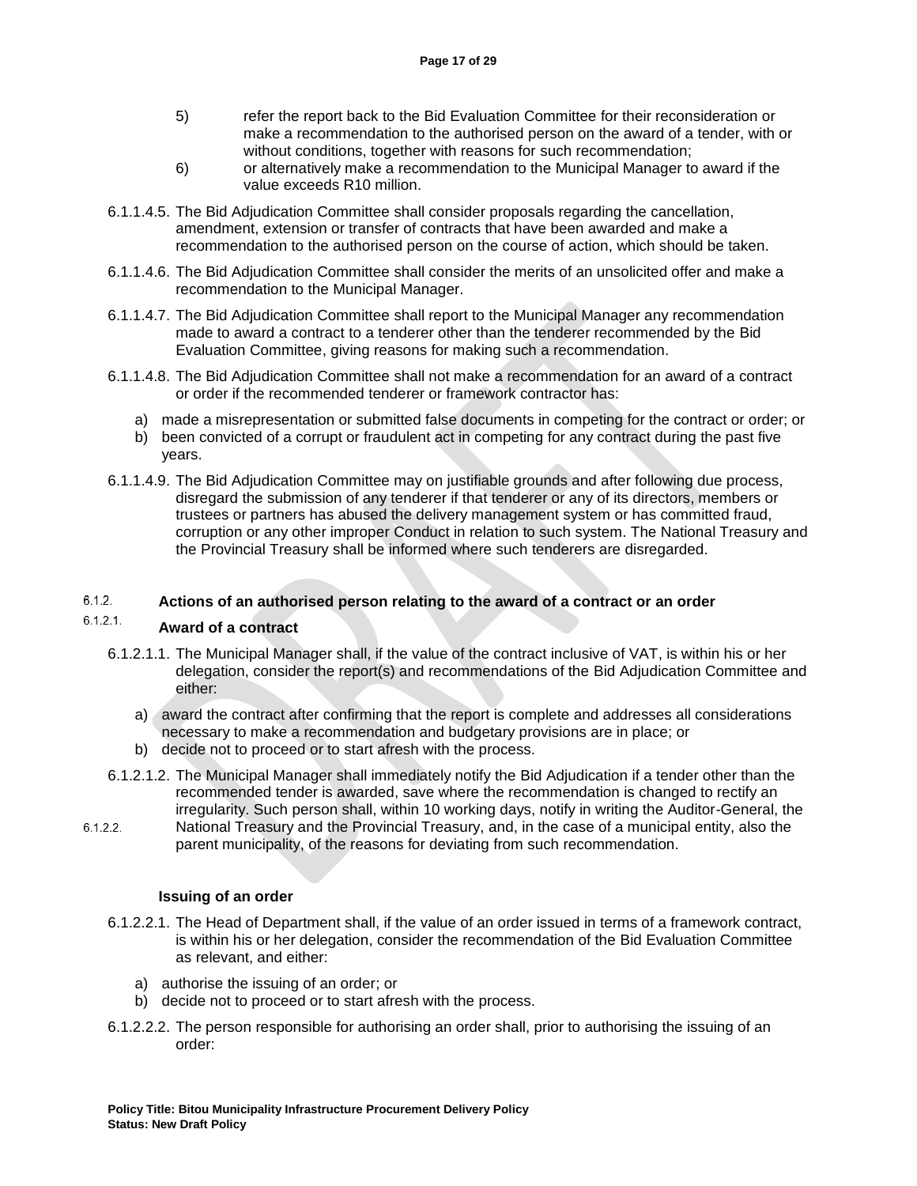5) refer the report back to the Bid Evaluation Committee for their reconsideration or make a recommendation to the authorised person on the award of a tender, with or without conditions, together with reasons for such recommendation;

6) or alternatively make a recommendation to the Municipal Manager to award if the value exceeds R10 million.

6.1.1.4.5. The Bid Adjudication Committee shall consider proposals regarding the cancellation, amendment, extension or transfer of contracts that have been awarded and make a recommendation to the authorised person on the course of action, which should be taken.

6.1.1.4.6. The Bid Adjudication Committee shall consider the merits of an unsolicited offer and make a recommendation to the Municipal Manager.

6.1.1.4.7. The Bid Adjudication Committee shall report to the Municipal Manager any recommendation made to award a contract to a tenderer other than the tenderer recommended by the Bid Evaluation Committee, giving reasons for making such a recommendation.

6.1.1.4.8. The Bid Adjudication Committee shall not make a recommendation for an award of a contract or order if the recommended tenderer or framework contractor has:

a) made a misrepresentation or submitted false documents in competing for the contract or order; or
b) been convicted of a corrupt or fraudulent act in competing for any contract during the past five years.

6.1.1.4.9. The Bid Adjudication Committee may on justifiable grounds and after following due process, disregard the submission of any tenderer if that tenderer or any of its directors, members or trustees or partners has abused the delivery management system or has committed fraud, corruption or any other improper Conduct in relation to such system. The National Treasury and the Provincial Treasury shall be informed where such tenderers are disregarded.

### 6.1.2. Actions of an authorised person relating to the award of a contract or an order

#### 6.1.2.1. Award of a contract

6.1.2.1.1. The Municipal Manager shall, if the value of the contract inclusive of VAT, is within his or her delegation, consider the report(s) and recommendations of the Bid Adjudication Committee and either:

a) award the contract after confirming that the report is complete and addresses all considerations necessary to make a recommendation and budgetary provisions are in place; or
b) decide not to proceed or to start afresh with the process.

6.1.2.1.2. The Municipal Manager shall immediately notify the Bid Adjudication if a tender other than the recommended tender is awarded, save where the recommendation is changed to rectify an irregularity. Such person shall, within 10 working days, notify in writing the Auditor-General, the National Treasury and the Provincial Treasury, and, in the case of a municipal entity, also the parent municipality, of the reasons for deviating from such recommendation.

#### 6.1.2.2. Issuing of an order

6.1.2.2.1. The Head of Department shall, if the value of an order issued in terms of a framework contract, is within his or her delegation, consider the recommendation of the Bid Evaluation Committee as relevant, and either:

a) authorise the issuing of an order; or
b) decide not to proceed or to start afresh with the process.

6.1.2.2.2. The person responsible for authorising an order shall, prior to authorising the issuing of an order: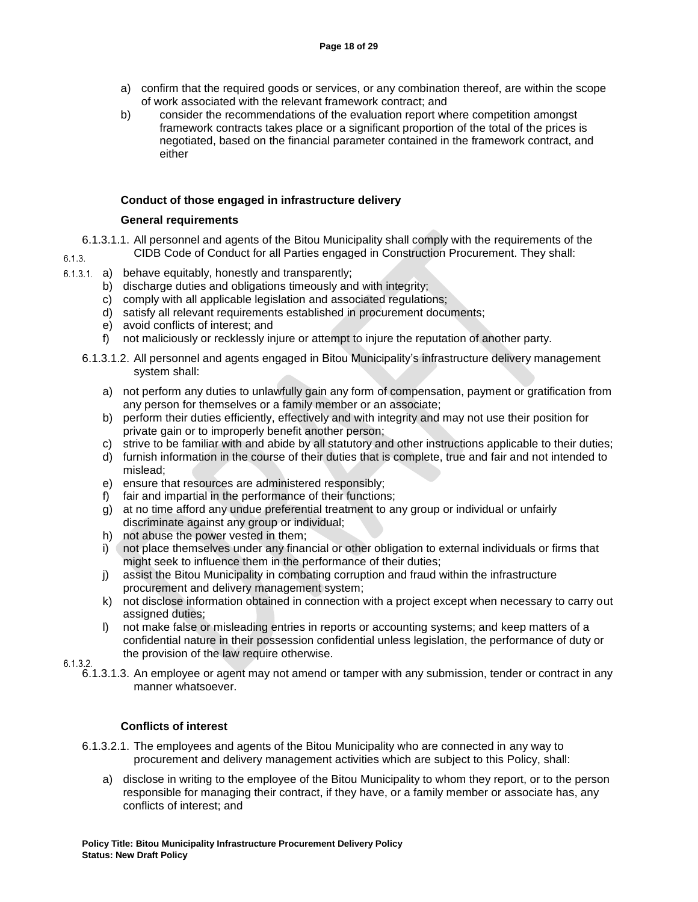a) confirm that the required goods or services, or any combination thereof, are within the scope of work associated with the relevant framework contract; and

b) consider the recommendations of the evaluation report where competition amongst framework contracts takes place or a significant proportion of the total of the prices is negotiated, based on the financial parameter contained in the framework contract, and either

### 6.1.3. Conduct of those engaged in infrastructure delivery

#### 6.1.3.1. General requirements

6.1.3.1.1. All personnel and agents of the Bitou Municipality shall comply with the requirements of the CIDB Code of Conduct for all Parties engaged in Construction Procurement. They shall:

a) behave equitably, honestly and transparently;
b) discharge duties and obligations timeously and with integrity;
c) comply with all applicable legislation and associated regulations;
d) satisfy all relevant requirements established in procurement documents;
e) avoid conflicts of interest; and
f) not maliciously or recklessly injure or attempt to injure the reputation of another party.

6.1.3.1.2. All personnel and agents engaged in Bitou Municipality's infrastructure delivery management system shall:

a) not perform any duties to unlawfully gain any form of compensation, payment or gratification from any person for themselves or a family member or an associate;
b) perform their duties efficiently, effectively and with integrity and may not use their position for private gain or to improperly benefit another person;
c) strive to be familiar with and abide by all statutory and other instructions applicable to their duties;
d) furnish information in the course of their duties that is complete, true and fair and not intended to mislead;
e) ensure that resources are administered responsibly;
f) fair and impartial in the performance of their functions;
g) at no time afford any undue preferential treatment to any group or individual or unfairly discriminate against any group or individual;
h) not abuse the power vested in them;
i) not place themselves under any financial or other obligation to external individuals or firms that might seek to influence them in the performance of their duties;
j) assist the Bitou Municipality in combating corruption and fraud within the infrastructure procurement and delivery management system;
k) not disclose information obtained in connection with a project except when necessary to carry out assigned duties;
l) not make false or misleading entries in reports or accounting systems; and keep matters of a confidential nature in their possession confidential unless legislation, the performance of duty or the provision of the law require otherwise.

6.1.3.1.3. An employee or agent may not amend or tamper with any submission, tender or contract in any manner whatsoever.

#### 6.1.3.2. Conflicts of interest

6.1.3.2.1. The employees and agents of the Bitou Municipality who are connected in any way to procurement and delivery management activities which are subject to this Policy, shall:

a) disclose in writing to the employee of the Bitou Municipality to whom they report, or to the person responsible for managing their contract, if they have, or a family member or associate has, any conflicts of interest; and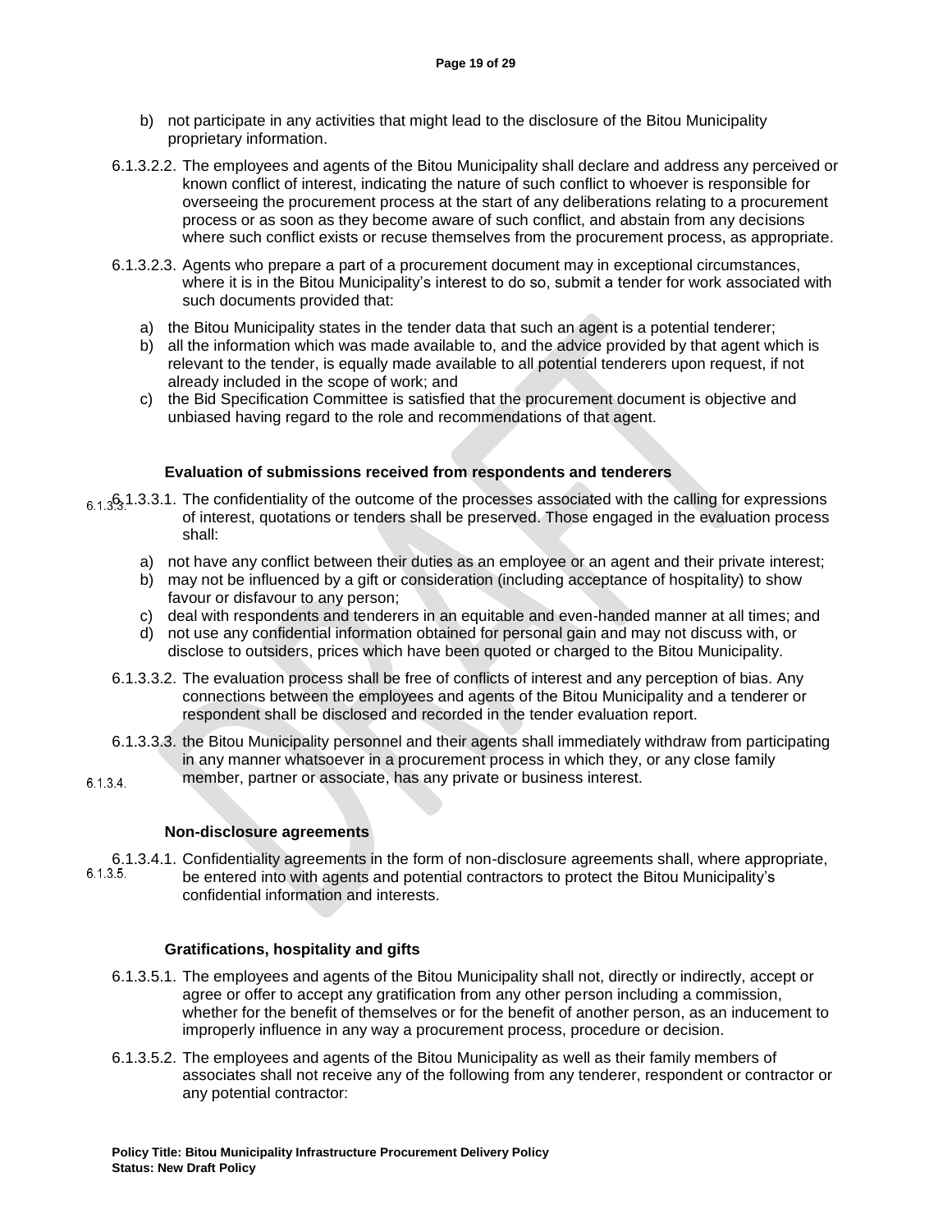b) not participate in any activities that might lead to the disclosure of the Bitou Municipality proprietary information.

6.1.3.2.2. The employees and agents of the Bitou Municipality shall declare and address any perceived or known conflict of interest, indicating the nature of such conflict to whoever is responsible for overseeing the procurement process at the start of any deliberations relating to a procurement process or as soon as they become aware of such conflict, and abstain from any decisions where such conflict exists or recuse themselves from the procurement process, as appropriate.

6.1.3.2.3. Agents who prepare a part of a procurement document may in exceptional circumstances, where it is in the Bitou Municipality's interest to do so, submit a tender for work associated with such documents provided that:

a) the Bitou Municipality states in the tender data that such an agent is a potential tenderer;
b) all the information which was made available to, and the advice provided by that agent which is relevant to the tender, is equally made available to all potential tenderers upon request, if not already included in the scope of work; and
c) the Bid Specification Committee is satisfied that the procurement document is objective and unbiased having regard to the role and recommendations of that agent.

#### 6.1.3.3. Evaluation of submissions received from respondents and tenderers

6.1.3.3.1. The confidentiality of the outcome of the processes associated with the calling for expressions of interest, quotations or tenders shall be preserved. Those engaged in the evaluation process shall:

a) not have any conflict between their duties as an employee or an agent and their private interest;
b) may not be influenced by a gift or consideration (including acceptance of hospitality) to show favour or disfavour to any person;
c) deal with respondents and tenderers in an equitable and even-handed manner at all times; and
d) not use any confidential information obtained for personal gain and may not discuss with, or disclose to outsiders, prices which have been quoted or charged to the Bitou Municipality.

6.1.3.3.2. The evaluation process shall be free of conflicts of interest and any perception of bias. Any connections between the employees and agents of the Bitou Municipality and a tenderer or respondent shall be disclosed and recorded in the tender evaluation report.

6.1.3.3.3. the Bitou Municipality personnel and their agents shall immediately withdraw from participating in any manner whatsoever in a procurement process in which they, or any close family member, partner or associate, has any private or business interest.

#### 6.1.3.4. Non-disclosure agreements

6.1.3.4.1. Confidentiality agreements in the form of non-disclosure agreements shall, where appropriate, be entered into with agents and potential contractors to protect the Bitou Municipality's confidential information and interests.

#### 6.1.3.5. Gratifications, hospitality and gifts

6.1.3.5.1. The employees and agents of the Bitou Municipality shall not, directly or indirectly, accept or agree or offer to accept any gratification from any other person including a commission, whether for the benefit of themselves or for the benefit of another person, as an inducement to improperly influence in any way a procurement process, procedure or decision.

6.1.3.5.2. The employees and agents of the Bitou Municipality as well as their family members of associates shall not receive any of the following from any tenderer, respondent or contractor or any potential contractor: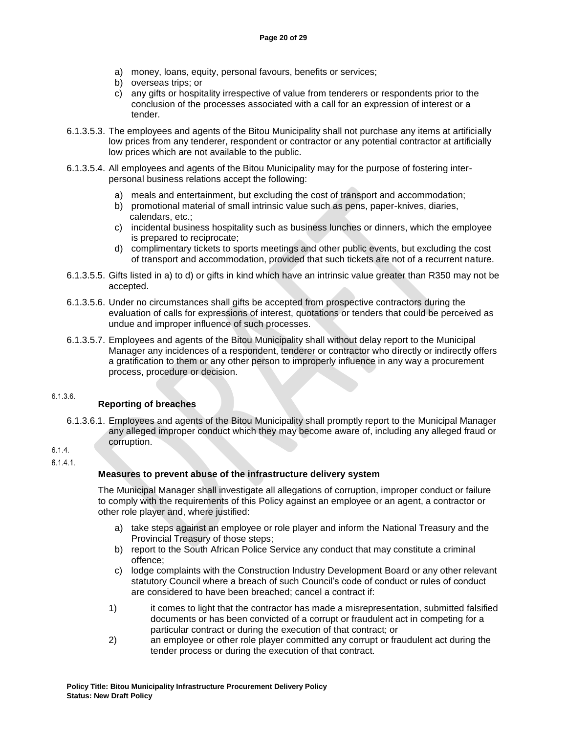a) money, loans, equity, personal favours, benefits or services;
b) overseas trips; or
c) any gifts or hospitality irrespective of value from tenderers or respondents prior to the conclusion of the processes associated with a call for an expression of interest or a tender.

6.1.3.5.3. The employees and agents of the Bitou Municipality shall not purchase any items at artificially low prices from any tenderer, respondent or contractor or any potential contractor at artificially low prices which are not available to the public.

6.1.3.5.4. All employees and agents of the Bitou Municipality may for the purpose of fostering inter-personal business relations accept the following:

a) meals and entertainment, but excluding the cost of transport and accommodation;
b) promotional material of small intrinsic value such as pens, paper-knives, diaries, calendars, etc.;
c) incidental business hospitality such as business lunches or dinners, which the employee is prepared to reciprocate;
d) complimentary tickets to sports meetings and other public events, but excluding the cost of transport and accommodation, provided that such tickets are not of a recurrent nature.

6.1.3.5.5. Gifts listed in a) to d) or gifts in kind which have an intrinsic value greater than R350 may not be accepted.

6.1.3.5.6. Under no circumstances shall gifts be accepted from prospective contractors during the evaluation of calls for expressions of interest, quotations or tenders that could be perceived as undue and improper influence of such processes.

6.1.3.5.7. Employees and agents of the Bitou Municipality shall without delay report to the Municipal Manager any incidences of a respondent, tenderer or contractor who directly or indirectly offers a gratification to them or any other person to improperly influence in any way a procurement process, procedure or decision.

6.1.3.6.

**Reporting of breaches**

6.1.3.6.1. Employees and agents of the Bitou Municipality shall promptly report to the Municipal Manager any alleged improper conduct which they may become aware of, including any alleged fraud or corruption.

6.1.4.

6.1.4.1.

**Measures to prevent abuse of the infrastructure delivery system**

The Municipal Manager shall investigate all allegations of corruption, improper conduct or failure to comply with the requirements of this Policy against an employee or an agent, a contractor or other role player and, where justified:

a) take steps against an employee or role player and inform the National Treasury and the Provincial Treasury of those steps;
b) report to the South African Police Service any conduct that may constitute a criminal offence;
c) lodge complaints with the Construction Industry Development Board or any other relevant statutory Council where a breach of such Council's code of conduct or rules of conduct are considered to have been breached; cancel a contract if:

1) it comes to light that the contractor has made a misrepresentation, submitted falsified documents or has been convicted of a corrupt or fraudulent act in competing for a particular contract or during the execution of that contract; or
2) an employee or other role player committed any corrupt or fraudulent act during the tender process or during the execution of that contract.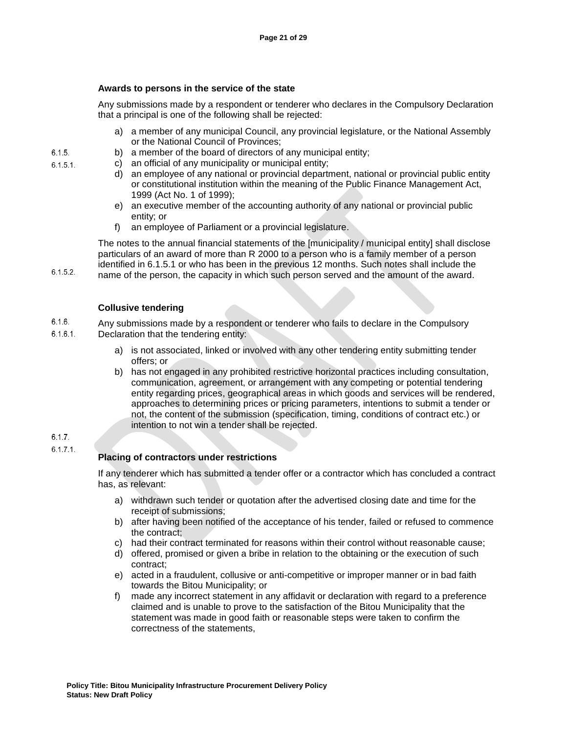6.1.5. **Awards to persons in the service of the state**

6.1.5.1. Any submissions made by a respondent or tenderer who declares in the Compulsory Declaration that a principal is one of the following shall be rejected:

a) a member of any municipal Council, any provincial legislature, or the National Assembly or the National Council of Provinces;
b) a member of the board of directors of any municipal entity;
c) an official of any municipality or municipal entity;
d) an employee of any national or provincial department, national or provincial public entity or constitutional institution within the meaning of the Public Finance Management Act, 1999 (Act No. 1 of 1999);
e) an executive member of the accounting authority of any national or provincial public entity; or
f) an employee of Parliament or a provincial legislature.

6.1.5.2. The notes to the annual financial statements of the [municipality / municipal entity] shall disclose particulars of an award of more than R 2000 to a person who is a family member of a person identified in 6.1.5.1 or who has been in the previous 12 months. Such notes shall include the name of the person, the capacity in which such person served and the amount of the award.

6.1.6. **Collusive tendering**

6.1.6.1. Any submissions made by a respondent or tenderer who fails to declare in the Compulsory Declaration that the tendering entity:

a) is not associated, linked or involved with any other tendering entity submitting tender offers; or
b) has not engaged in any prohibited restrictive horizontal practices including consultation, communication, agreement, or arrangement with any competing or potential tendering entity regarding prices, geographical areas in which goods and services will be rendered, approaches to determining prices or pricing parameters, intentions to submit a tender or not, the content of the submission (specification, timing, conditions of contract etc.) or intention to not win a tender shall be rejected.

6.1.7. **Placing of contractors under restrictions**

6.1.7.1. If any tenderer which has submitted a tender offer or a contractor which has concluded a contract has, as relevant:

a) withdrawn such tender or quotation after the advertised closing date and time for the receipt of submissions;
b) after having been notified of the acceptance of his tender, failed or refused to commence the contract;
c) had their contract terminated for reasons within their control without reasonable cause;
d) offered, promised or given a bribe in relation to the obtaining or the execution of such contract;
e) acted in a fraudulent, collusive or anti-competitive or improper manner or in bad faith towards the Bitou Municipality; or
f) made any incorrect statement in any affidavit or declaration with regard to a preference claimed and is unable to prove to the satisfaction of the Bitou Municipality that the statement was made in good faith or reasonable steps were taken to confirm the correctness of the statements,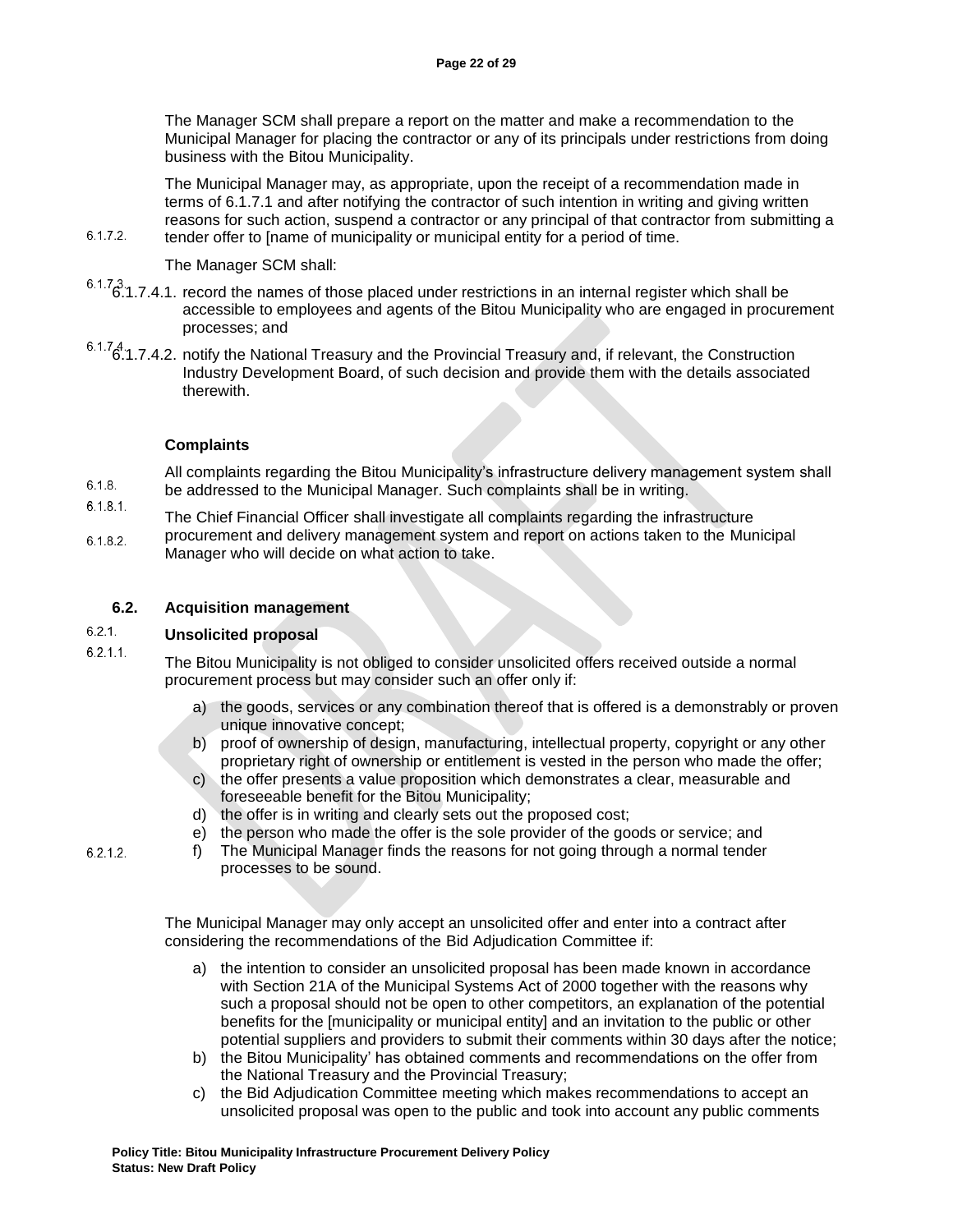The Manager SCM shall prepare a report on the matter and make a recommendation to the Municipal Manager for placing the contractor or any of its principals under restrictions from doing business with the Bitou Municipality.

6.1.7.2. The Municipal Manager may, as appropriate, upon the receipt of a recommendation made in terms of 6.1.7.1 and after notifying the contractor of such intention in writing and giving written reasons for such action, suspend a contractor or any principal of that contractor from submitting a tender offer to [name of municipality or municipal entity for a period of time.

6.1.7.3. The Manager SCM shall:

6.1.7.4.1. record the names of those placed under restrictions in an internal register which shall be accessible to employees and agents of the Bitou Municipality who are engaged in procurement processes; and

6.1.7.4.2. notify the National Treasury and the Provincial Treasury and, if relevant, the Construction Industry Development Board, of such decision and provide them with the details associated therewith.

**Complaints**

6.1.8.

6.1.8.1. All complaints regarding the Bitou Municipality's infrastructure delivery management system shall be addressed to the Municipal Manager. Such complaints shall be in writing.

6.1.8.2. The Chief Financial Officer shall investigate all complaints regarding the infrastructure procurement and delivery management system and report on actions taken to the Municipal Manager who will decide on what action to take.

## 6.2. Acquisition management

### 6.2.1. Unsolicited proposal

6.2.1.1. The Bitou Municipality is not obliged to consider unsolicited offers received outside a normal procurement process but may consider such an offer only if:

a) the goods, services or any combination thereof that is offered is a demonstrably or proven unique innovative concept;
b) proof of ownership of design, manufacturing, intellectual property, copyright or any other proprietary right of ownership or entitlement is vested in the person who made the offer;
c) the offer presents a value proposition which demonstrates a clear, measurable and foreseeable benefit for the Bitou Municipality;
d) the offer is in writing and clearly sets out the proposed cost;
e) the person who made the offer is the sole provider of the goods or service; and
f) The Municipal Manager finds the reasons for not going through a normal tender processes to be sound.

6.2.1.2. The Municipal Manager may only accept an unsolicited offer and enter into a contract after considering the recommendations of the Bid Adjudication Committee if:

a) the intention to consider an unsolicited proposal has been made known in accordance with Section 21A of the Municipal Systems Act of 2000 together with the reasons why such a proposal should not be open to other competitors, an explanation of the potential benefits for the [municipality or municipal entity] and an invitation to the public or other potential suppliers and providers to submit their comments within 30 days after the notice;
b) the Bitou Municipality' has obtained comments and recommendations on the offer from the National Treasury and the Provincial Treasury;
c) the Bid Adjudication Committee meeting which makes recommendations to accept an unsolicited proposal was open to the public and took into account any public comments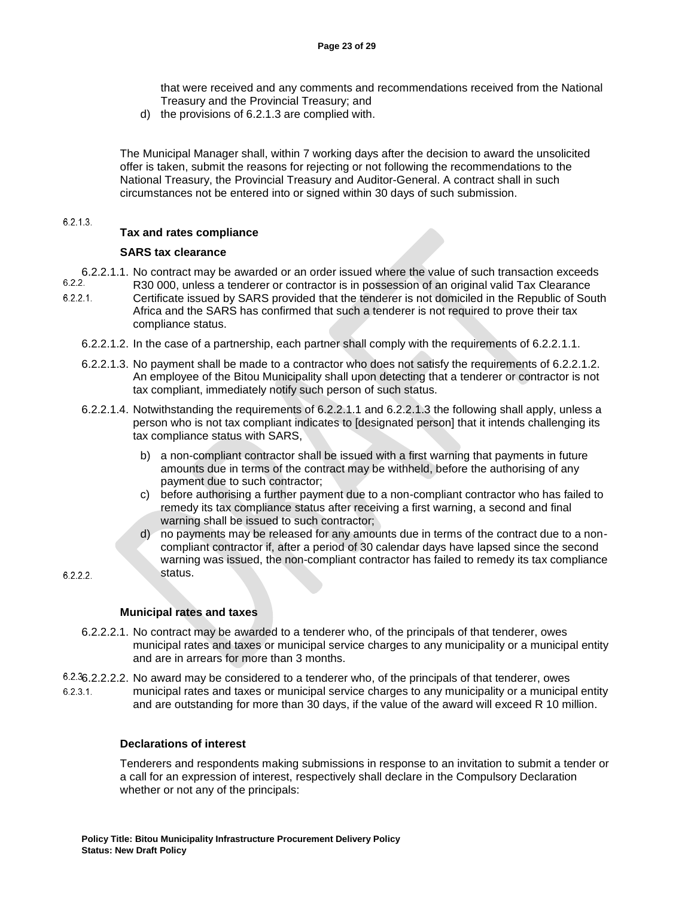that were received and any comments and recommendations received from the National Treasury and the Provincial Treasury; and

d) the provisions of 6.2.1.3 are complied with.

The Municipal Manager shall, within 7 working days after the decision to award the unsolicited offer is taken, submit the reasons for rejecting or not following the recommendations to the National Treasury, the Provincial Treasury and Auditor-General. A contract shall in such circumstances not be entered into or signed within 30 days of such submission.

6.2.1.3.

#### 6.2.2. Tax and rates compliance

##### 6.2.2.1. SARS tax clearance

6.2.2.1.1. No contract may be awarded or an order issued where the value of such transaction exceeds R30 000, unless a tenderer or contractor is in possession of an original valid Tax Clearance Certificate issued by SARS provided that the tenderer is not domiciled in the Republic of South Africa and the SARS has confirmed that such a tenderer is not required to prove their tax compliance status.

6.2.2.1.2. In the case of a partnership, each partner shall comply with the requirements of 6.2.2.1.1.

6.2.2.1.3. No payment shall be made to a contractor who does not satisfy the requirements of 6.2.2.1.2. An employee of the Bitou Municipality shall upon detecting that a tenderer or contractor is not tax compliant, immediately notify such person of such status.

6.2.2.1.4. Notwithstanding the requirements of 6.2.2.1.1 and 6.2.2.1.3 the following shall apply, unless a person who is not tax compliant indicates to [designated person] that it intends challenging its tax compliance status with SARS,

b) a non-compliant contractor shall be issued with a first warning that payments in future amounts due in terms of the contract may be withheld, before the authorising of any payment due to such contractor;

c) before authorising a further payment due to a non-compliant contractor who has failed to remedy its tax compliance status after receiving a first warning, a second and final warning shall be issued to such contractor;

d) no payments may be released for any amounts due in terms of the contract due to a non-compliant contractor if, after a period of 30 calendar days have lapsed since the second warning was issued, the non-compliant contractor has failed to remedy its tax compliance status.

##### 6.2.2.2. Municipal rates and taxes

6.2.2.2.1. No contract may be awarded to a tenderer who, of the principals of that tenderer, owes municipal rates and taxes or municipal service charges to any municipality or a municipal entity and are in arrears for more than 3 months.

6.2.2.2.2. No award may be considered to a tenderer who, of the principals of that tenderer, owes municipal rates and taxes or municipal service charges to any municipality or a municipal entity and are outstanding for more than 30 days, if the value of the award will exceed R 10 million.

#### 6.2.3. Declarations of interest

6.2.3.1. Tenderers and respondents making submissions in response to an invitation to submit a tender or a call for an expression of interest, respectively shall declare in the Compulsory Declaration whether or not any of the principals: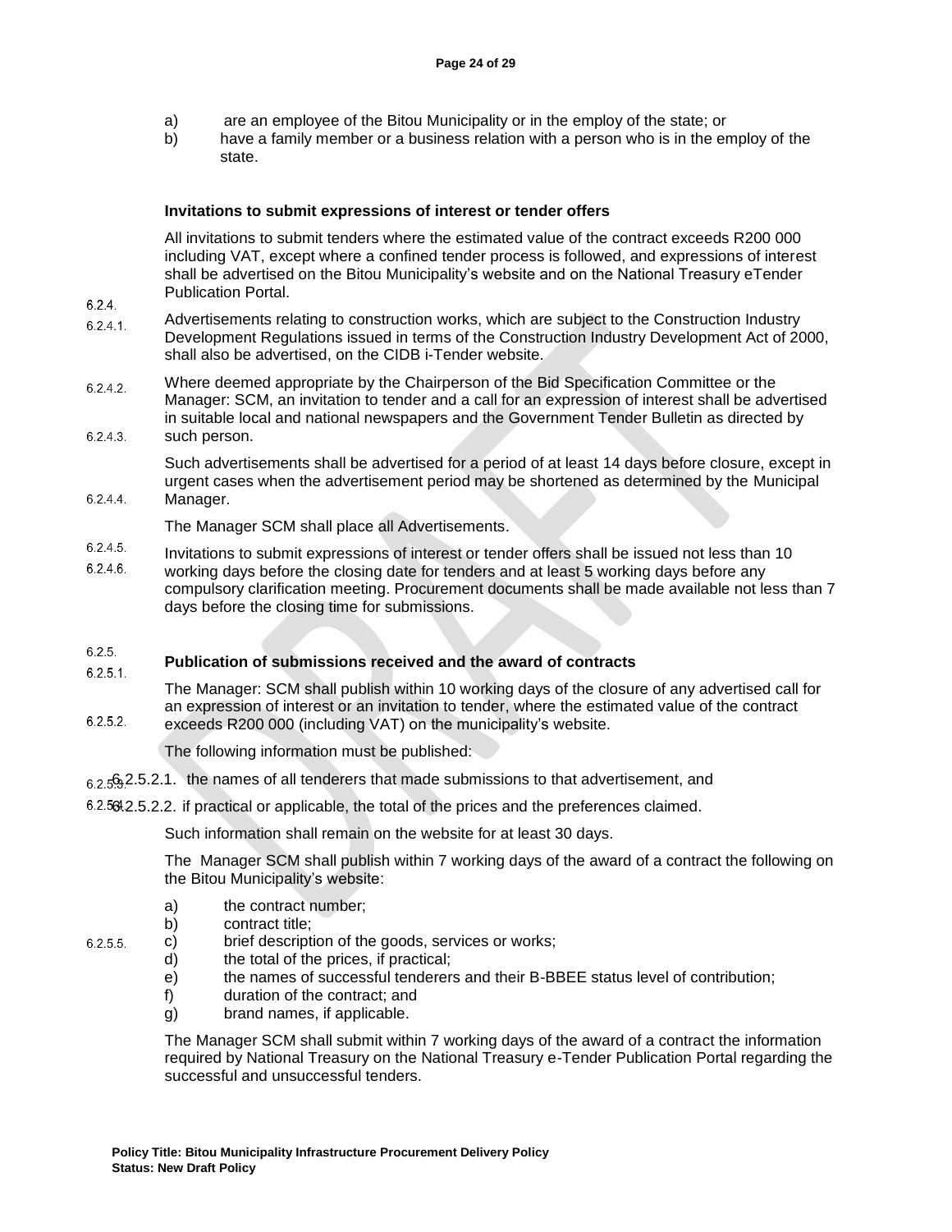a) are an employee of the Bitou Municipality or in the employ of the state; or

b) have a family member or a business relation with a person who is in the employ of the state.

**6.2.4. Invitations to submit expressions of interest or tender offers**

6.2.4.1. All invitations to submit tenders where the estimated value of the contract exceeds R200 000 including VAT, except where a confined tender process is followed, and expressions of interest shall be advertised on the Bitou Municipality's website and on the National Treasury eTender Publication Portal.

6.2.4.2. Advertisements relating to construction works, which are subject to the Construction Industry Development Regulations issued in terms of the Construction Industry Development Act of 2000, shall also be advertised, on the CIDB i-Tender website.

6.2.4.3. Where deemed appropriate by the Chairperson of the Bid Specification Committee or the Manager: SCM, an invitation to tender and a call for an expression of interest shall be advertised in suitable local and national newspapers and the Government Tender Bulletin as directed by such person.

6.2.4.4. Such advertisements shall be advertised for a period of at least 14 days before closure, except in urgent cases when the advertisement period may be shortened as determined by the Municipal Manager.

6.2.4.5. The Manager SCM shall place all Advertisements.

6.2.4.6. Invitations to submit expressions of interest or tender offers shall be issued not less than 10 working days before the closing date for tenders and at least 5 working days before any compulsory clarification meeting. Procurement documents shall be made available not less than 7 days before the closing time for submissions.

**6.2.5. Publication of submissions received and the award of contracts**

6.2.5.1. The Manager: SCM shall publish within 10 working days of the closure of any advertised call for an expression of interest or an invitation to tender, where the estimated value of the contract exceeds R200 000 (including VAT) on the municipality's website.

6.2.5.2. The following information must be published:

6.2.5.2.1. the names of all tenderers that made submissions to that advertisement, and

6.2.5.2.2. if practical or applicable, the total of the prices and the preferences claimed.

6.2.5.3. Such information shall remain on the website for at least 30 days.

6.2.5.4. The Manager SCM shall publish within 7 working days of the award of a contract the following on the Bitou Municipality's website:

a) the contract number;
b) contract title;
c) brief description of the goods, services or works;
d) the total of the prices, if practical;
e) the names of successful tenderers and their B-BBEE status level of contribution;
f) duration of the contract; and
g) brand names, if applicable.

6.2.5.5. The Manager SCM shall submit within 7 working days of the award of a contract the information required by National Treasury on the National Treasury e-Tender Publication Portal regarding the successful and unsuccessful tenders.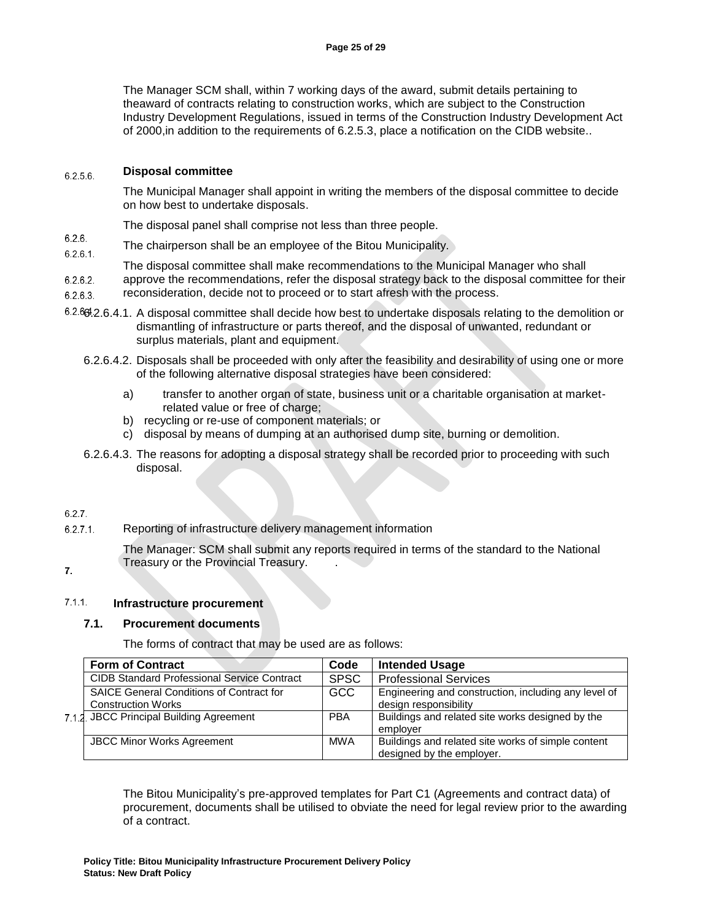The Manager SCM shall, within 7 working days of the award, submit details pertaining to theaward of contracts relating to construction works, which are subject to the Construction Industry Development Regulations, issued in terms of the Construction Industry Development Act of 2000,in addition to the requirements of 6.2.5.3, place a notification on the CIDB website..

6.2.5.6. **Disposal committee**

The Municipal Manager shall appoint in writing the members of the disposal committee to decide on how best to undertake disposals.

6.2.6. The disposal panel shall comprise not less than three people.

6.2.6.1. The chairperson shall be an employee of the Bitou Municipality.

6.2.6.2. 6.2.6.3. The disposal committee shall make recommendations to the Municipal Manager who shall approve the recommendations, refer the disposal strategy back to the disposal committee for their reconsideration, decide not to proceed or to start afresh with the process.

6.2.6.4.1. A disposal committee shall decide how best to undertake disposals relating to the demolition or dismantling of infrastructure or parts thereof, and the disposal of unwanted, redundant or surplus materials, plant and equipment.

6.2.6.4.2. Disposals shall be proceeded with only after the feasibility and desirability of using one or more of the following alternative disposal strategies have been considered:

a) transfer to another organ of state, business unit or a charitable organisation at market-related value or free of charge;
b) recycling or re-use of component materials; or
c) disposal by means of dumping at an authorised dump site, burning or demolition.

6.2.6.4.3. The reasons for adopting a disposal strategy shall be recorded prior to proceeding with such disposal.

6.2.7.

6.2.7.1. Reporting of infrastructure delivery management information

The Manager: SCM shall submit any reports required in terms of the standard to the National Treasury or the Provincial Treasury.

## 7. Infrastructure procurement

7.1.1.

### 7.1. Procurement documents

7.1.2. The forms of contract that may be used are as follows:

| Form of Contract | Code | Intended Usage |
|---|---|---|
| CIDB Standard Professional Service Contract | SPSC | Professional Services |
| SAICE General Conditions of Contract for Construction Works | GCC | Engineering and construction, including any level of design responsibility |
| JBCC Principal Building Agreement | PBA | Buildings and related site works designed by the employer |
| JBCC Minor Works Agreement | MWA | Buildings and related site works of simple content designed by the employer. |

The Bitou Municipality's pre-approved templates for Part C1 (Agreements and contract data) of procurement, documents shall be utilised to obviate the need for legal review prior to the awarding of a contract.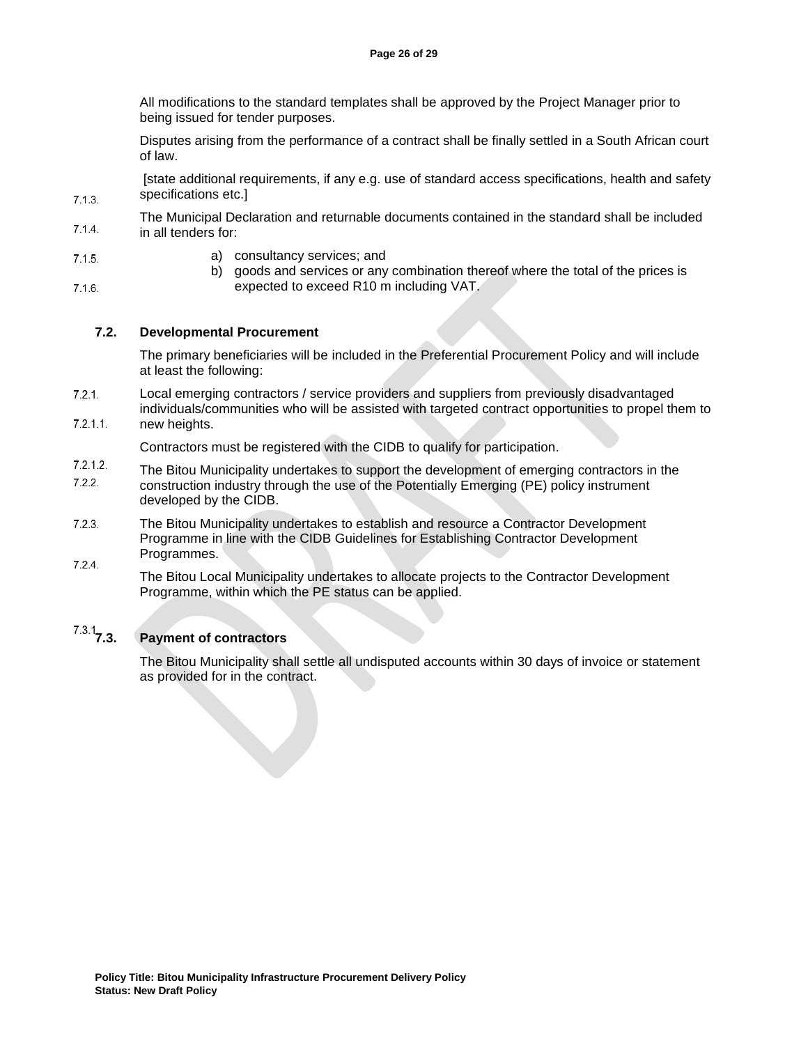All modifications to the standard templates shall be approved by the Project Manager prior to being issued for tender purposes.

7.1.3. Disputes arising from the performance of a contract shall be finally settled in a South African court of law.

7.1.4. [state additional requirements, if any e.g. use of standard access specifications, health and safety specifications etc.]

7.1.5. The Municipal Declaration and returnable documents contained in the standard shall be included in all tenders for:

7.1.6.

a) consultancy services; and
b) goods and services or any combination thereof where the total of the prices is expected to exceed R10 m including VAT.

### 7.2. Developmental Procurement

7.2.1. The primary beneficiaries will be included in the Preferential Procurement Policy and will include at least the following:

7.2.1.1. Local emerging contractors / service providers and suppliers from previously disadvantaged individuals/communities who will be assisted with targeted contract opportunities to propel them to new heights.

7.2.1.2. Contractors must be registered with the CIDB to qualify for participation.

7.2.2. The Bitou Municipality undertakes to support the development of emerging contractors in the construction industry through the use of the Potentially Emerging (PE) policy instrument developed by the CIDB.

7.2.3. The Bitou Municipality undertakes to establish and resource a Contractor Development Programme in line with the CIDB Guidelines for Establishing Contractor Development Programmes.

7.2.4. The Bitou Local Municipality undertakes to allocate projects to the Contractor Development Programme, within which the PE status can be applied.

### 7.3. Payment of contractors

7.3.1. The Bitou Municipality shall settle all undisputed accounts within 30 days of invoice or statement as provided for in the contract.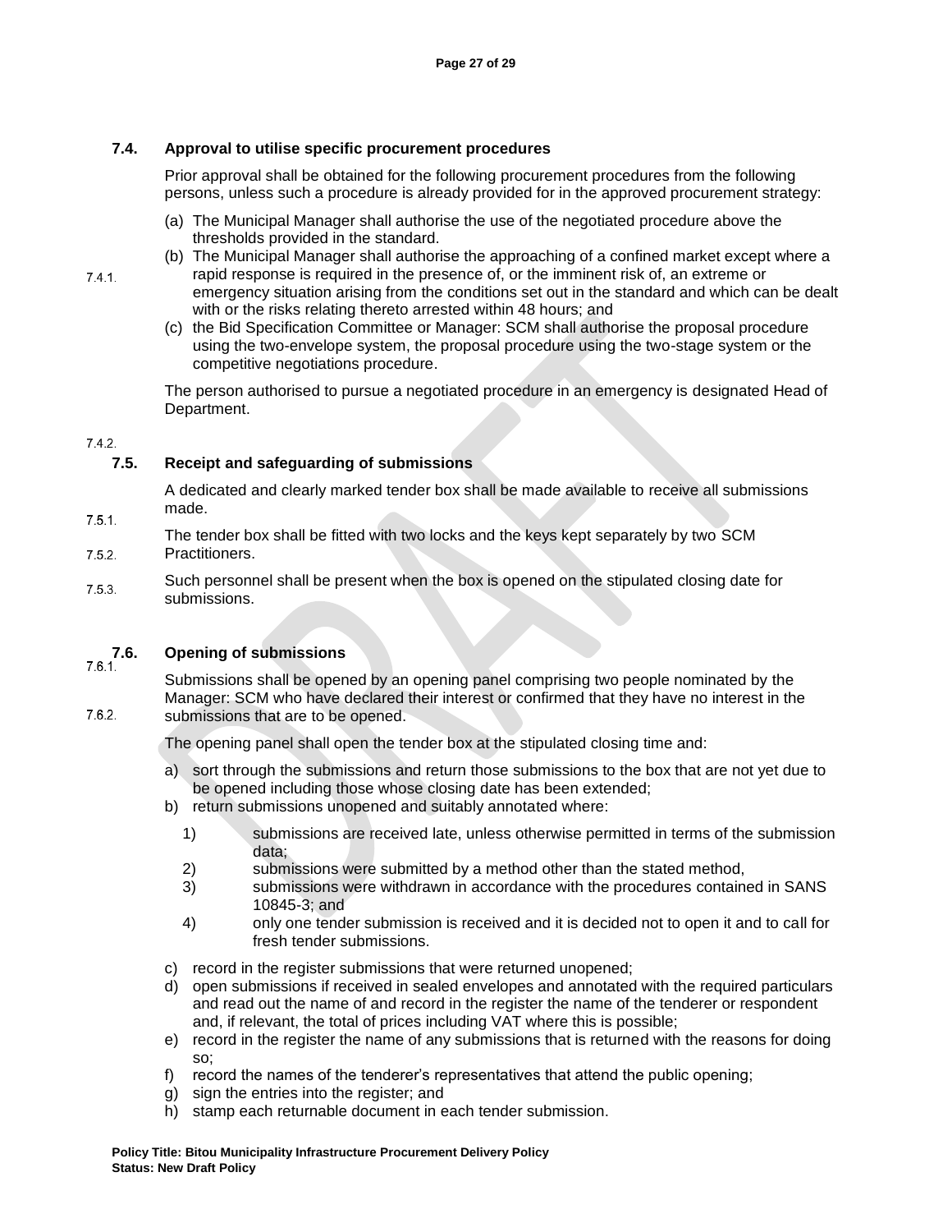### 7.4. Approval to utilise specific procurement procedures

7.4.1. Prior approval shall be obtained for the following procurement procedures from the following persons, unless such a procedure is already provided for in the approved procurement strategy:

(a) The Municipal Manager shall authorise the use of the negotiated procedure above the thresholds provided in the standard.

(b) The Municipal Manager shall authorise the approaching of a confined market except where a rapid response is required in the presence of, or the imminent risk of, an extreme or emergency situation arising from the conditions set out in the standard and which can be dealt with or the risks relating thereto arrested within 48 hours; and

(c) the Bid Specification Committee or Manager: SCM shall authorise the proposal procedure using the two-envelope system, the proposal procedure using the two-stage system or the competitive negotiations procedure.

7.4.2. The person authorised to pursue a negotiated procedure in an emergency is designated Head of Department.

### 7.5. Receipt and safeguarding of submissions

7.5.1. A dedicated and clearly marked tender box shall be made available to receive all submissions made.

7.5.2. The tender box shall be fitted with two locks and the keys kept separately by two SCM Practitioners.

7.5.3. Such personnel shall be present when the box is opened on the stipulated closing date for submissions.

### 7.6. Opening of submissions

7.6.1. Submissions shall be opened by an opening panel comprising two people nominated by the Manager: SCM who have declared their interest or confirmed that they have no interest in the submissions that are to be opened.

7.6.2. The opening panel shall open the tender box at the stipulated closing time and:

a) sort through the submissions and return those submissions to the box that are not yet due to be opened including those whose closing date has been extended;
b) return submissions unopened and suitably annotated where:
   1) submissions are received late, unless otherwise permitted in terms of the submission data;
   2) submissions were submitted by a method other than the stated method,
   3) submissions were withdrawn in accordance with the procedures contained in SANS 10845-3; and
   4) only one tender submission is received and it is decided not to open it and to call for fresh tender submissions.
c) record in the register submissions that were returned unopened;
d) open submissions if received in sealed envelopes and annotated with the required particulars and read out the name of and record in the register the name of the tenderer or respondent and, if relevant, the total of prices including VAT where this is possible;
e) record in the register the name of any submissions that is returned with the reasons for doing so;
f) record the names of the tenderer's representatives that attend the public opening;
g) sign the entries into the register; and
h) stamp each returnable document in each tender submission.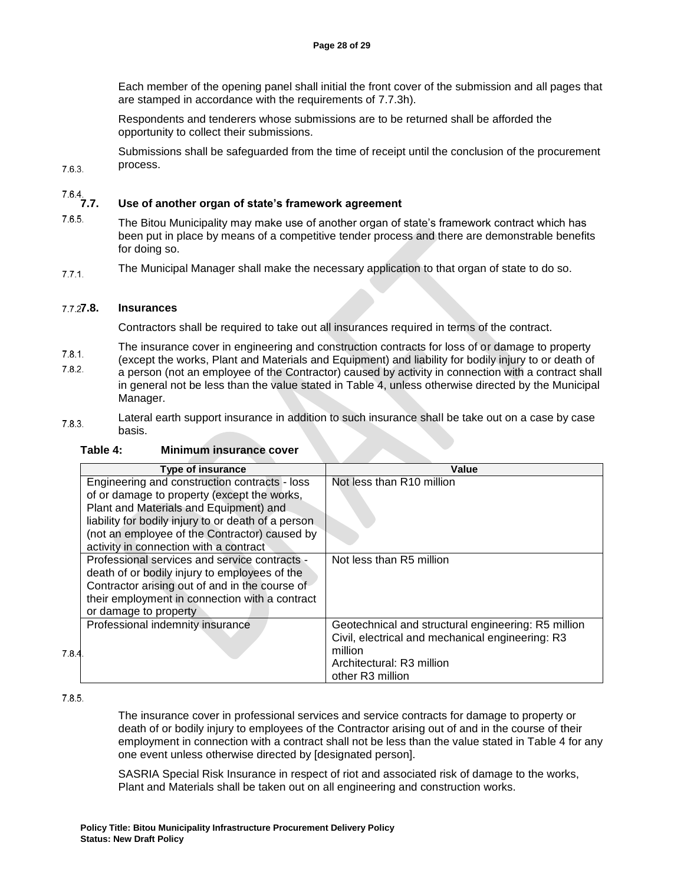7.6.3. Each member of the opening panel shall initial the front cover of the submission and all pages that are stamped in accordance with the requirements of 7.7.3h).

7.6.4. Respondents and tenderers whose submissions are to be returned shall be afforded the opportunity to collect their submissions.

7.6.5. Submissions shall be safeguarded from the time of receipt until the conclusion of the procurement process.

## 7.7. Use of another organ of state's framework agreement

7.7.1. The Bitou Municipality may make use of another organ of state's framework contract which has been put in place by means of a competitive tender process and there are demonstrable benefits for doing so.

7.7.2. The Municipal Manager shall make the necessary application to that organ of state to do so.

## 7.8. Insurances

7.8.1. Contractors shall be required to take out all insurances required in terms of the contract.

7.8.2. The insurance cover in engineering and construction contracts for loss of or damage to property (except the works, Plant and Materials and Equipment) and liability for bodily injury to or death of a person (not an employee of the Contractor) caused by activity in connection with a contract shall in general not be less than the value stated in Table 4, unless otherwise directed by the Municipal Manager.

7.8.3. Lateral earth support insurance in addition to such insurance shall be take out on a case by case basis.

**Table 4: Minimum insurance cover**

| Type of insurance | Value |
|---|---|
| Engineering and construction contracts - loss of or damage to property (except the works, Plant and Materials and Equipment) and liability for bodily injury to or death of a person (not an employee of the Contractor) caused by activity in connection with a contract | Not less than R10 million |
| Professional services and service contracts - death of or bodily injury to employees of the Contractor arising out of and in the course of their employment in connection with a contract or damage to property | Not less than R5 million |
| Professional indemnity insurance | Geotechnical and structural engineering: R5 million<br>Civil, electrical and mechanical engineering: R3 million<br>Architectural: R3 million<br>other R3 million |

7.8.4. The insurance cover in professional services and service contracts for damage to property or death of or bodily injury to employees of the Contractor arising out of and in the course of their employment in connection with a contract shall not be less than the value stated in Table 4 for any one event unless otherwise directed by [designated person].

7.8.5. SASRIA Special Risk Insurance in respect of riot and associated risk of damage to the works, Plant and Materials shall be taken out on all engineering and construction works.

**Policy Title: Bitou Municipality Infrastructure Procurement Delivery Policy**
**Status: New Draft Policy**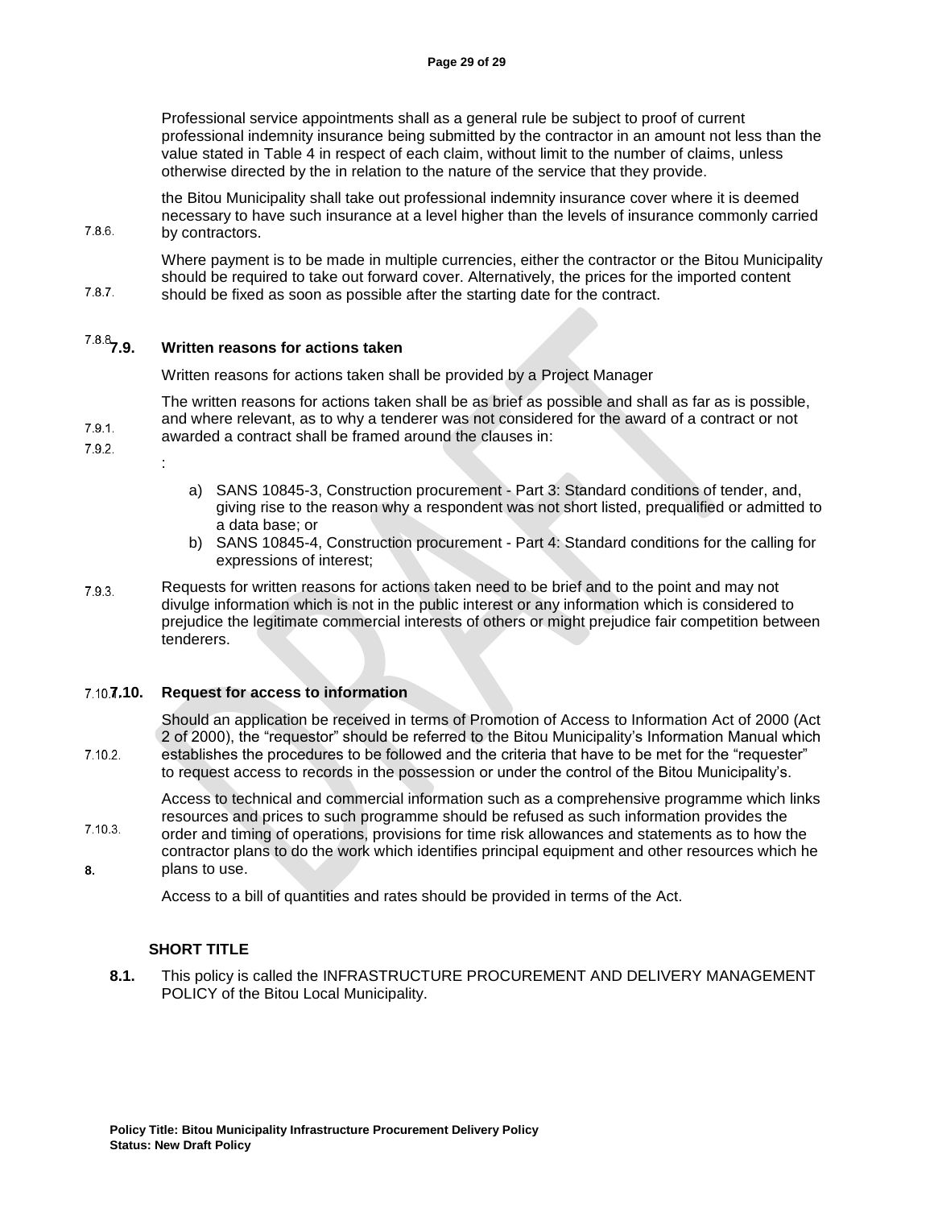Professional service appointments shall as a general rule be subject to proof of current professional indemnity insurance being submitted by the contractor in an amount not less than the value stated in Table 4 in respect of each claim, without limit to the number of claims, unless otherwise directed by the in relation to the nature of the service that they provide.

7.8.6. the Bitou Municipality shall take out professional indemnity insurance cover where it is deemed necessary to have such insurance at a level higher than the levels of insurance commonly carried by contractors.

7.8.7. Where payment is to be made in multiple currencies, either the contractor or the Bitou Municipality should be required to take out forward cover. Alternatively, the prices for the imported content should be fixed as soon as possible after the starting date for the contract.

7.8.8.

### 7.9. Written reasons for actions taken

7.9.1. Written reasons for actions taken shall be provided by a Project Manager

7.9.2. The written reasons for actions taken shall be as brief as possible and shall as far as is possible, and where relevant, as to why a tenderer was not considered for the award of a contract or not awarded a contract shall be framed around the clauses in:

:

a) SANS 10845-3, Construction procurement - Part 3: Standard conditions of tender, and, giving rise to the reason why a respondent was not short listed, prequalified or admitted to a data base; or
b) SANS 10845-4, Construction procurement - Part 4: Standard conditions for the calling for expressions of interest;

7.9.3. Requests for written reasons for actions taken need to be brief and to the point and may not divulge information which is not in the public interest or any information which is considered to prejudice the legitimate commercial interests of others or might prejudice fair competition between tenderers.

### 7.10. Request for access to information

7.10.1.

7.10.2. Should an application be received in terms of Promotion of Access to Information Act of 2000 (Act 2 of 2000), the "requestor" should be referred to the Bitou Municipality's Information Manual which establishes the procedures to be followed and the criteria that have to be met for the "requester" to request access to records in the possession or under the control of the Bitou Municipality's.

7.10.3. Access to technical and commercial information such as a comprehensive programme which links resources and prices to such programme should be refused as such information provides the order and timing of operations, provisions for time risk allowances and statements as to how the contractor plans to do the work which identifies principal equipment and other resources which he plans to use.

Access to a bill of quantities and rates should be provided in terms of the Act.

## 8. SHORT TITLE

**8.1.** This policy is called the INFRASTRUCTURE PROCUREMENT AND DELIVERY MANAGEMENT POLICY of the Bitou Local Municipality.